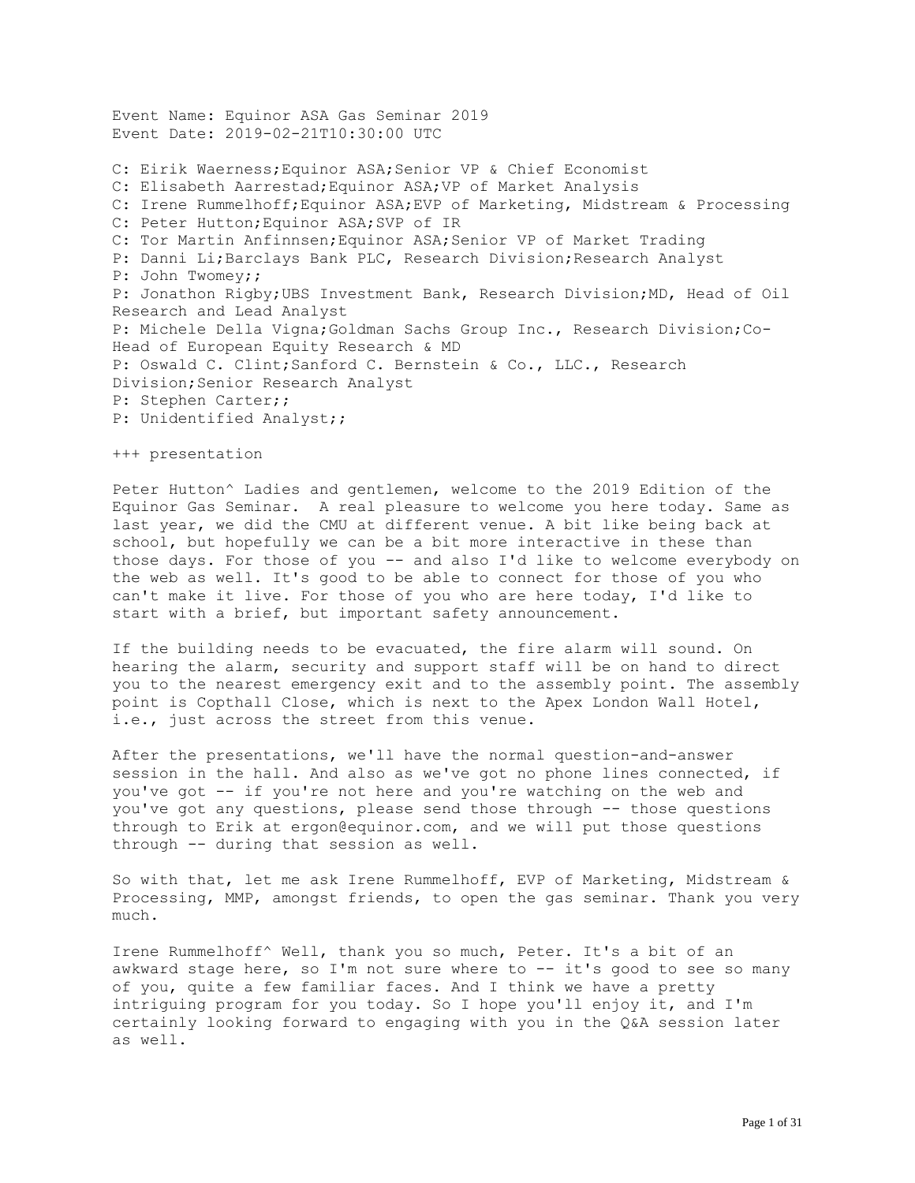Event Name: Equinor ASA Gas Seminar 2019
Event Date: 2019-02-21T10:30:00 UTC

C: Eirik Waerness;Equinor ASA;Senior VP & Chief Economist
C: Elisabeth Aarrestad;Equinor ASA;VP of Market Analysis
C: Irene Rummelhoff;Equinor ASA;EVP of Marketing, Midstream & Processing
C: Peter Hutton;Equinor ASA;SVP of IR
C: Tor Martin Anfinnsen;Equinor ASA;Senior VP of Market Trading
P: Danni Li;Barclays Bank PLC, Research Division;Research Analyst
P: John Twomey;;
P: Jonathon Rigby;UBS Investment Bank, Research Division;MD, Head of Oil Research and Lead Analyst
P: Michele Della Vigna;Goldman Sachs Group Inc., Research Division;Co-Head of European Equity Research & MD
P: Oswald C. Clint;Sanford C. Bernstein & Co., LLC., Research Division;Senior Research Analyst
P: Stephen Carter;;
P: Unidentified Analyst;;

+++ presentation

Peter Hutton^ Ladies and gentlemen, welcome to the 2019 Edition of the Equinor Gas Seminar. A real pleasure to welcome you here today. Same as last year, we did the CMU at different venue. A bit like being back at school, but hopefully we can be a bit more interactive in these than those days. For those of you -- and also I'd like to welcome everybody on the web as well. It's good to be able to connect for those of you who can't make it live. For those of you who are here today, I'd like to start with a brief, but important safety announcement.

If the building needs to be evacuated, the fire alarm will sound. On hearing the alarm, security and support staff will be on hand to direct you to the nearest emergency exit and to the assembly point. The assembly point is Copthall Close, which is next to the Apex London Wall Hotel, i.e., just across the street from this venue.

After the presentations, we'll have the normal question-and-answer session in the hall. And also as we've got no phone lines connected, if you've got -- if you're not here and you're watching on the web and you've got any questions, please send those through -- those questions through to Erik at ergon@equinor.com, and we will put those questions through -- during that session as well.

So with that, let me ask Irene Rummelhoff, EVP of Marketing, Midstream & Processing, MMP, amongst friends, to open the gas seminar. Thank you very much.

Irene Rummelhoff^ Well, thank you so much, Peter. It's a bit of an awkward stage here, so I'm not sure where to -- it's good to see so many of you, quite a few familiar faces. And I think we have a pretty intriguing program for you today. So I hope you'll enjoy it, and I'm certainly looking forward to engaging with you in the Q&A session later as well.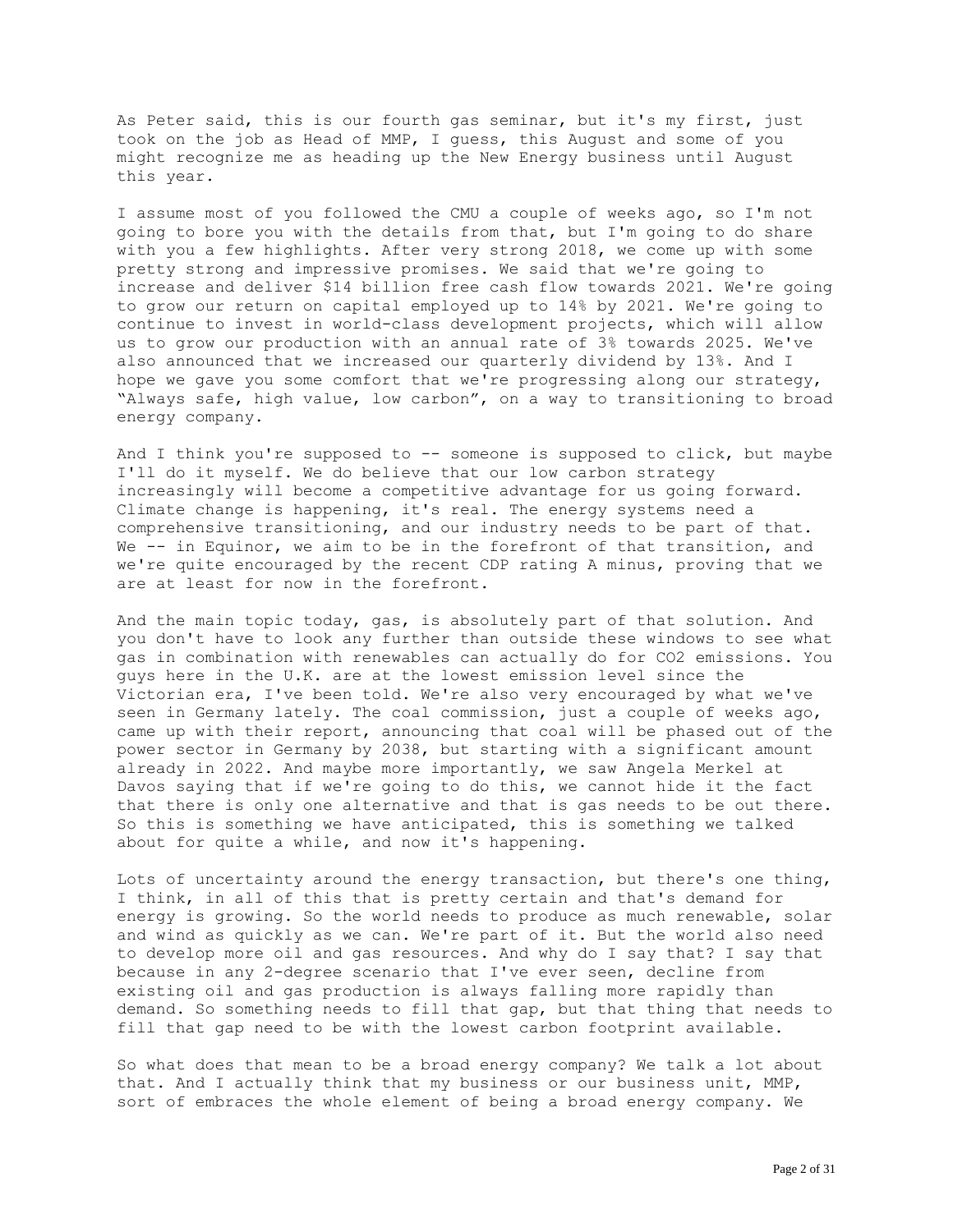As Peter said, this is our fourth gas seminar, but it's my first, just took on the job as Head of MMP, I guess, this August and some of you might recognize me as heading up the New Energy business until August this year.

I assume most of you followed the CMU a couple of weeks ago, so I'm not going to bore you with the details from that, but I'm going to do share with you a few highlights. After very strong 2018, we come up with some pretty strong and impressive promises. We said that we're going to increase and deliver $14 billion free cash flow towards 2021. We're going to grow our return on capital employed up to 14% by 2021. We're going to continue to invest in world-class development projects, which will allow us to grow our production with an annual rate of 3% towards 2025. We've also announced that we increased our quarterly dividend by 13%. And I hope we gave you some comfort that we're progressing along our strategy, "Always safe, high value, low carbon", on a way to transitioning to broad energy company.

And I think you're supposed to -- someone is supposed to click, but maybe I'll do it myself. We do believe that our low carbon strategy increasingly will become a competitive advantage for us going forward. Climate change is happening, it's real. The energy systems need a comprehensive transitioning, and our industry needs to be part of that. We -- in Equinor, we aim to be in the forefront of that transition, and we're quite encouraged by the recent CDP rating A minus, proving that we are at least for now in the forefront.

And the main topic today, gas, is absolutely part of that solution. And you don't have to look any further than outside these windows to see what gas in combination with renewables can actually do for $CO_2$ emissions. You guys here in the U.K. are at the lowest emission level since the Victorian era, I've been told. We're also very encouraged by what we've seen in Germany lately. The coal commission, just a couple of weeks ago, came up with their report, announcing that coal will be phased out of the power sector in Germany by 2038, but starting with a significant amount already in 2022. And maybe more importantly, we saw Angela Merkel at Davos saying that if we're going to do this, we cannot hide it the fact that there is only one alternative and that is gas needs to be out there. So this is something we have anticipated, this is something we talked about for quite a while, and now it's happening.

Lots of uncertainty around the energy transaction, but there's one thing, I think, in all of this that is pretty certain and that's demand for energy is growing. So the world needs to produce as much renewable, solar and wind as quickly as we can. We're part of it. But the world also need to develop more oil and gas resources. And why do I say that? I say that because in any 2-degree scenario that I've ever seen, decline from existing oil and gas production is always falling more rapidly than demand. So something needs to fill that gap, but that thing that needs to fill that gap need to be with the lowest carbon footprint available.

So what does that mean to be a broad energy company? We talk a lot about that. And I actually think that my business or our business unit, MMP, sort of embraces the whole element of being a broad energy company. We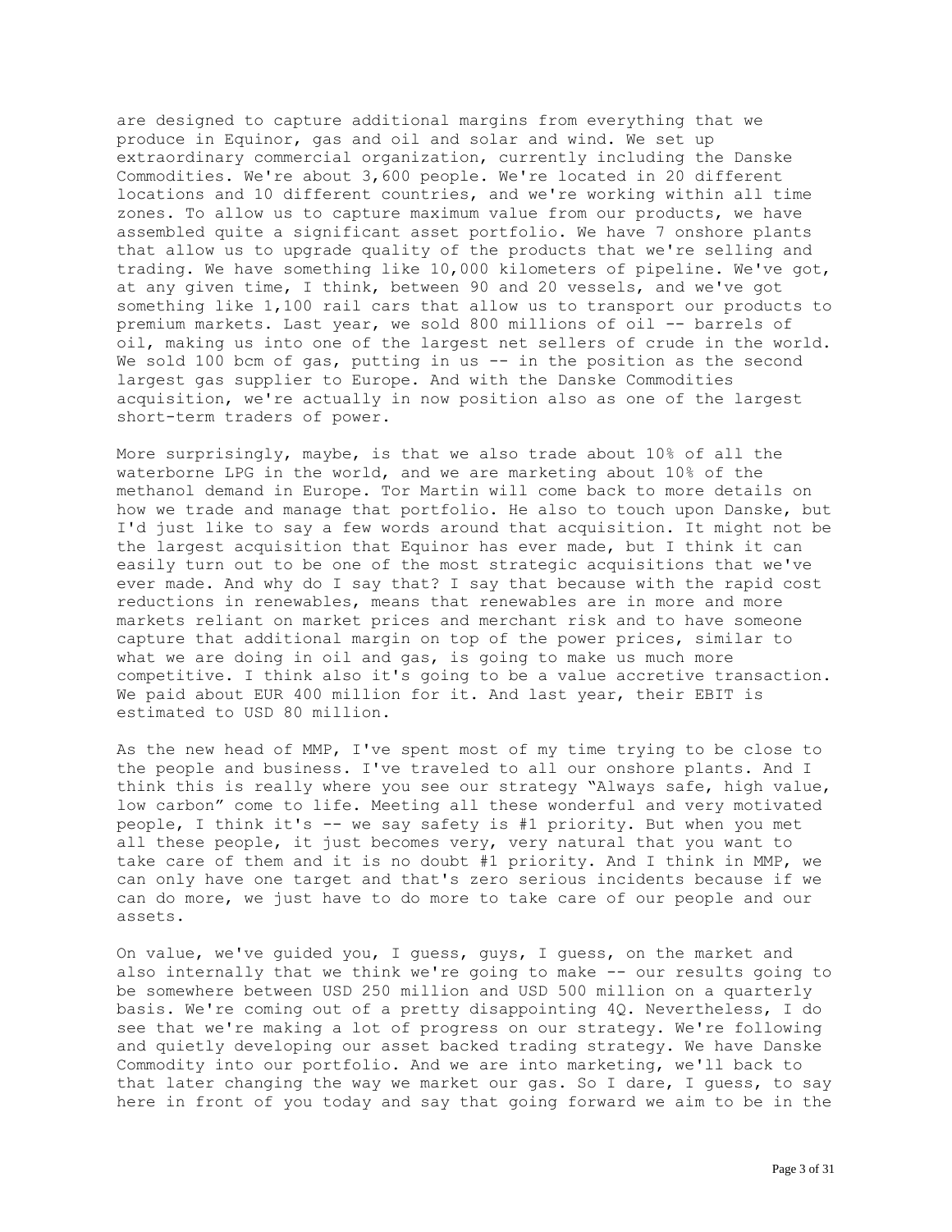are designed to capture additional margins from everything that we produce in Equinor, gas and oil and solar and wind. We set up extraordinary commercial organization, currently including the Danske Commodities. We're about 3,600 people. We're located in 20 different locations and 10 different countries, and we're working within all time zones. To allow us to capture maximum value from our products, we have assembled quite a significant asset portfolio. We have 7 onshore plants that allow us to upgrade quality of the products that we're selling and trading. We have something like 10,000 kilometers of pipeline. We've got, at any given time, I think, between 90 and 20 vessels, and we've got something like 1,100 rail cars that allow us to transport our products to premium markets. Last year, we sold 800 millions of oil -- barrels of oil, making us into one of the largest net sellers of crude in the world. We sold 100 bcm of gas, putting in us -- in the position as the second largest gas supplier to Europe. And with the Danske Commodities acquisition, we're actually in now position also as one of the largest short-term traders of power.

More surprisingly, maybe, is that we also trade about 10% of all the waterborne LPG in the world, and we are marketing about 10% of the methanol demand in Europe. Tor Martin will come back to more details on how we trade and manage that portfolio. He also to touch upon Danske, but I'd just like to say a few words around that acquisition. It might not be the largest acquisition that Equinor has ever made, but I think it can easily turn out to be one of the most strategic acquisitions that we've ever made. And why do I say that? I say that because with the rapid cost reductions in renewables, means that renewables are in more and more markets reliant on market prices and merchant risk and to have someone capture that additional margin on top of the power prices, similar to what we are doing in oil and gas, is going to make us much more competitive. I think also it's going to be a value accretive transaction. We paid about EUR 400 million for it. And last year, their EBIT is estimated to USD 80 million.

As the new head of MMP, I've spent most of my time trying to be close to the people and business. I've traveled to all our onshore plants. And I think this is really where you see our strategy "Always safe, high value, low carbon" come to life. Meeting all these wonderful and very motivated people, I think it's -- we say safety is #1 priority. But when you met all these people, it just becomes very, very natural that you want to take care of them and it is no doubt #1 priority. And I think in MMP, we can only have one target and that's zero serious incidents because if we can do more, we just have to do more to take care of our people and our assets.

On value, we've guided you, I guess, guys, I guess, on the market and also internally that we think we're going to make -- our results going to be somewhere between USD 250 million and USD 500 million on a quarterly basis. We're coming out of a pretty disappointing 4Q. Nevertheless, I do see that we're making a lot of progress on our strategy. We're following and quietly developing our asset backed trading strategy. We have Danske Commodity into our portfolio. And we are into marketing, we'll back to that later changing the way we market our gas. So I dare, I guess, to say here in front of you today and say that going forward we aim to be in the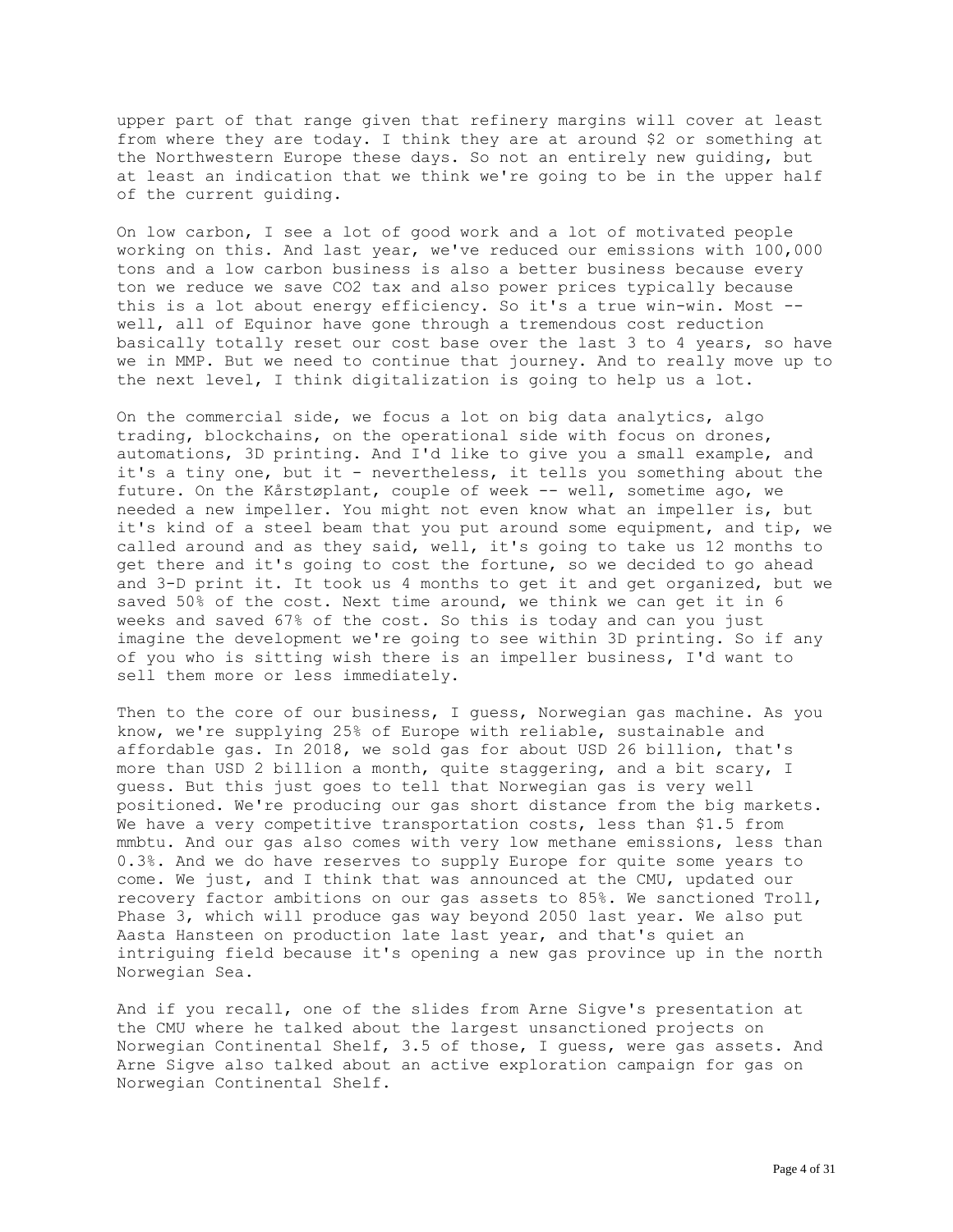upper part of that range given that refinery margins will cover at least from where they are today. I think they are at around $2 or something at the Northwestern Europe these days. So not an entirely new guiding, but at least an indication that we think we're going to be in the upper half of the current guiding.

On low carbon, I see a lot of good work and a lot of motivated people working on this. And last year, we've reduced our emissions with 100,000 tons and a low carbon business is also a better business because every ton we reduce we save CO2 tax and also power prices typically because this is a lot about energy efficiency. So it's a true win-win. Most -- well, all of Equinor have gone through a tremendous cost reduction basically totally reset our cost base over the last 3 to 4 years, so have we in MMP. But we need to continue that journey. And to really move up to the next level, I think digitalization is going to help us a lot.

On the commercial side, we focus a lot on big data analytics, algo trading, blockchains, on the operational side with focus on drones, automations, 3D printing. And I'd like to give you a small example, and it's a tiny one, but it - nevertheless, it tells you something about the future. On the Kårstøplant, couple of week -- well, sometime ago, we needed a new impeller. You might not even know what an impeller is, but it's kind of a steel beam that you put around some equipment, and tip, we called around and as they said, well, it's going to take us 12 months to get there and it's going to cost the fortune, so we decided to go ahead and 3-D print it. It took us 4 months to get it and get organized, but we saved 50% of the cost. Next time around, we think we can get it in 6 weeks and saved 67% of the cost. So this is today and can you just imagine the development we're going to see within 3D printing. So if any of you who is sitting wish there is an impeller business, I'd want to sell them more or less immediately.

Then to the core of our business, I guess, Norwegian gas machine. As you know, we're supplying 25% of Europe with reliable, sustainable and affordable gas. In 2018, we sold gas for about USD 26 billion, that's more than USD 2 billion a month, quite staggering, and a bit scary, I guess. But this just goes to tell that Norwegian gas is very well positioned. We're producing our gas short distance from the big markets. We have a very competitive transportation costs, less than $1.5 from mmbtu. And our gas also comes with very low methane emissions, less than 0.3%. And we do have reserves to supply Europe for quite some years to come. We just, and I think that was announced at the CMU, updated our recovery factor ambitions on our gas assets to 85%. We sanctioned Troll, Phase 3, which will produce gas way beyond 2050 last year. We also put Aasta Hansteen on production late last year, and that's quiet an intriguing field because it's opening a new gas province up in the north Norwegian Sea.

And if you recall, one of the slides from Arne Sigve's presentation at the CMU where he talked about the largest unsanctioned projects on Norwegian Continental Shelf, 3.5 of those, I guess, were gas assets. And Arne Sigve also talked about an active exploration campaign for gas on Norwegian Continental Shelf.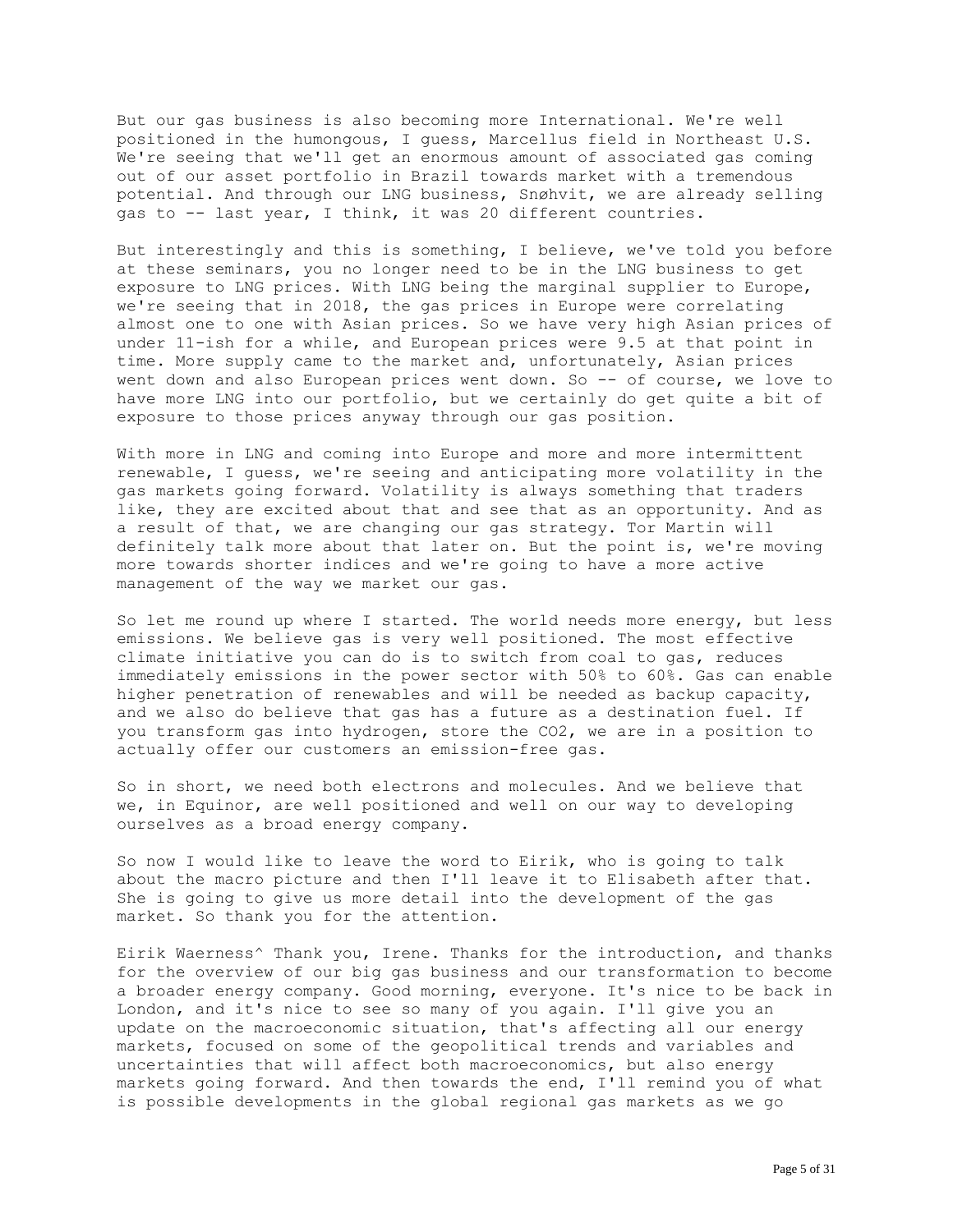But our gas business is also becoming more International. We're well positioned in the humongous, I guess, Marcellus field in Northeast U.S. We're seeing that we'll get an enormous amount of associated gas coming out of our asset portfolio in Brazil towards market with a tremendous potential. And through our LNG business, Snøhvit, we are already selling gas to -- last year, I think, it was 20 different countries.

But interestingly and this is something, I believe, we've told you before at these seminars, you no longer need to be in the LNG business to get exposure to LNG prices. With LNG being the marginal supplier to Europe, we're seeing that in 2018, the gas prices in Europe were correlating almost one to one with Asian prices. So we have very high Asian prices of under 11-ish for a while, and European prices were 9.5 at that point in time. More supply came to the market and, unfortunately, Asian prices went down and also European prices went down. So -- of course, we love to have more LNG into our portfolio, but we certainly do get quite a bit of exposure to those prices anyway through our gas position.

With more in LNG and coming into Europe and more and more intermittent renewable, I guess, we're seeing and anticipating more volatility in the gas markets going forward. Volatility is always something that traders like, they are excited about that and see that as an opportunity. And as a result of that, we are changing our gas strategy. Tor Martin will definitely talk more about that later on. But the point is, we're moving more towards shorter indices and we're going to have a more active management of the way we market our gas.

So let me round up where I started. The world needs more energy, but less emissions. We believe gas is very well positioned. The most effective climate initiative you can do is to switch from coal to gas, reduces immediately emissions in the power sector with 50% to 60%. Gas can enable higher penetration of renewables and will be needed as backup capacity, and we also do believe that gas has a future as a destination fuel. If you transform gas into hydrogen, store the CO2, we are in a position to actually offer our customers an emission-free gas.

So in short, we need both electrons and molecules. And we believe that we, in Equinor, are well positioned and well on our way to developing ourselves as a broad energy company.

So now I would like to leave the word to Eirik, who is going to talk about the macro picture and then I'll leave it to Elisabeth after that. She is going to give us more detail into the development of the gas market. So thank you for the attention.

Eirik Waerness^ Thank you, Irene. Thanks for the introduction, and thanks for the overview of our big gas business and our transformation to become a broader energy company. Good morning, everyone. It's nice to be back in London, and it's nice to see so many of you again. I'll give you an update on the macroeconomic situation, that's affecting all our energy markets, focused on some of the geopolitical trends and variables and uncertainties that will affect both macroeconomics, but also energy markets going forward. And then towards the end, I'll remind you of what is possible developments in the global regional gas markets as we go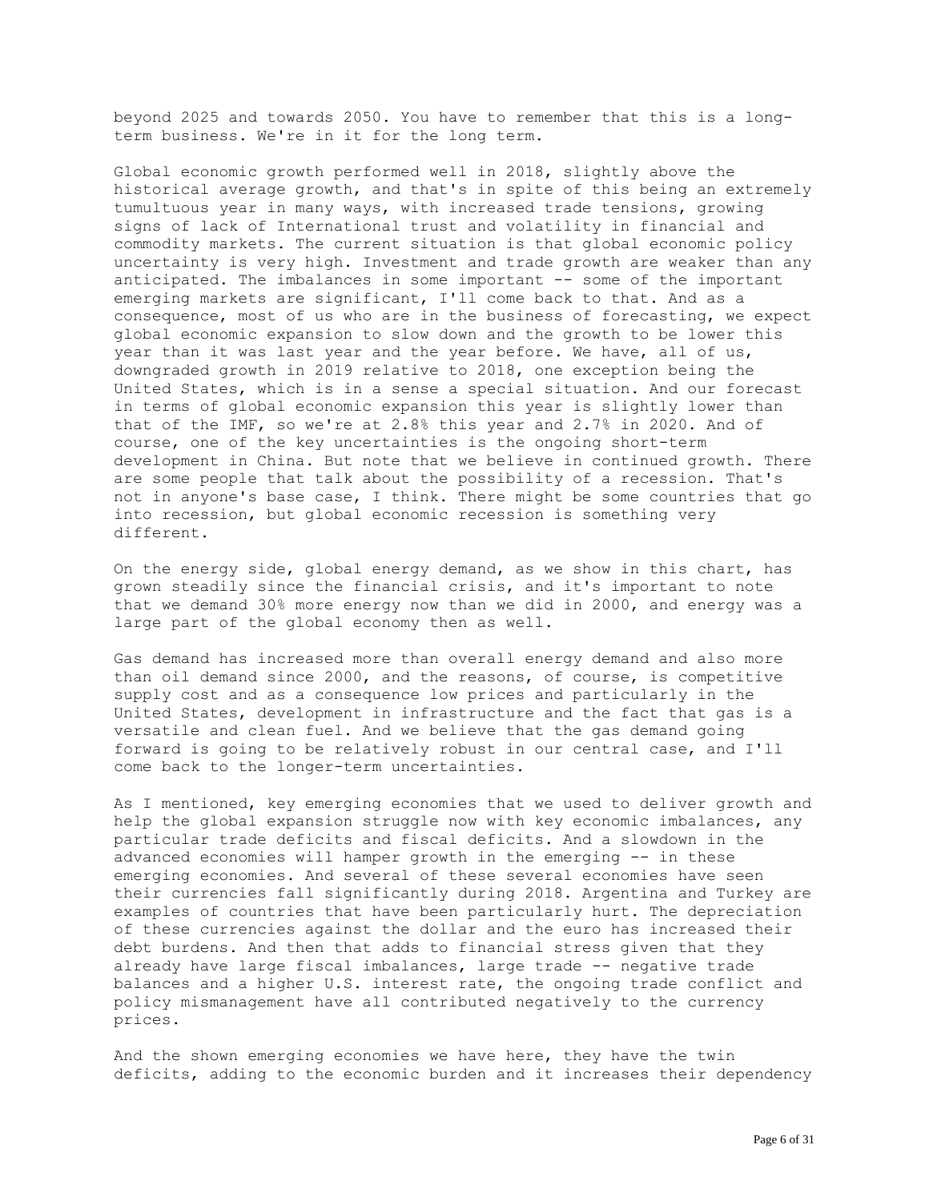beyond 2025 and towards 2050. You have to remember that this is a long-term business. We're in it for the long term.

Global economic growth performed well in 2018, slightly above the historical average growth, and that's in spite of this being an extremely tumultuous year in many ways, with increased trade tensions, growing signs of lack of International trust and volatility in financial and commodity markets. The current situation is that global economic policy uncertainty is very high. Investment and trade growth are weaker than any anticipated. The imbalances in some important -- some of the important emerging markets are significant, I'll come back to that. And as a consequence, most of us who are in the business of forecasting, we expect global economic expansion to slow down and the growth to be lower this year than it was last year and the year before. We have, all of us, downgraded growth in 2019 relative to 2018, one exception being the United States, which is in a sense a special situation. And our forecast in terms of global economic expansion this year is slightly lower than that of the IMF, so we're at 2.8% this year and 2.7% in 2020. And of course, one of the key uncertainties is the ongoing short-term development in China. But note that we believe in continued growth. There are some people that talk about the possibility of a recession. That's not in anyone's base case, I think. There might be some countries that go into recession, but global economic recession is something very different.

On the energy side, global energy demand, as we show in this chart, has grown steadily since the financial crisis, and it's important to note that we demand 30% more energy now than we did in 2000, and energy was a large part of the global economy then as well.

Gas demand has increased more than overall energy demand and also more than oil demand since 2000, and the reasons, of course, is competitive supply cost and as a consequence low prices and particularly in the United States, development in infrastructure and the fact that gas is a versatile and clean fuel. And we believe that the gas demand going forward is going to be relatively robust in our central case, and I'll come back to the longer-term uncertainties.

As I mentioned, key emerging economies that we used to deliver growth and help the global expansion struggle now with key economic imbalances, any particular trade deficits and fiscal deficits. And a slowdown in the advanced economies will hamper growth in the emerging -- in these emerging economies. And several of these several economies have seen their currencies fall significantly during 2018. Argentina and Turkey are examples of countries that have been particularly hurt. The depreciation of these currencies against the dollar and the euro has increased their debt burdens. And then that adds to financial stress given that they already have large fiscal imbalances, large trade -- negative trade balances and a higher U.S. interest rate, the ongoing trade conflict and policy mismanagement have all contributed negatively to the currency prices.

And the shown emerging economies we have here, they have the twin deficits, adding to the economic burden and it increases their dependency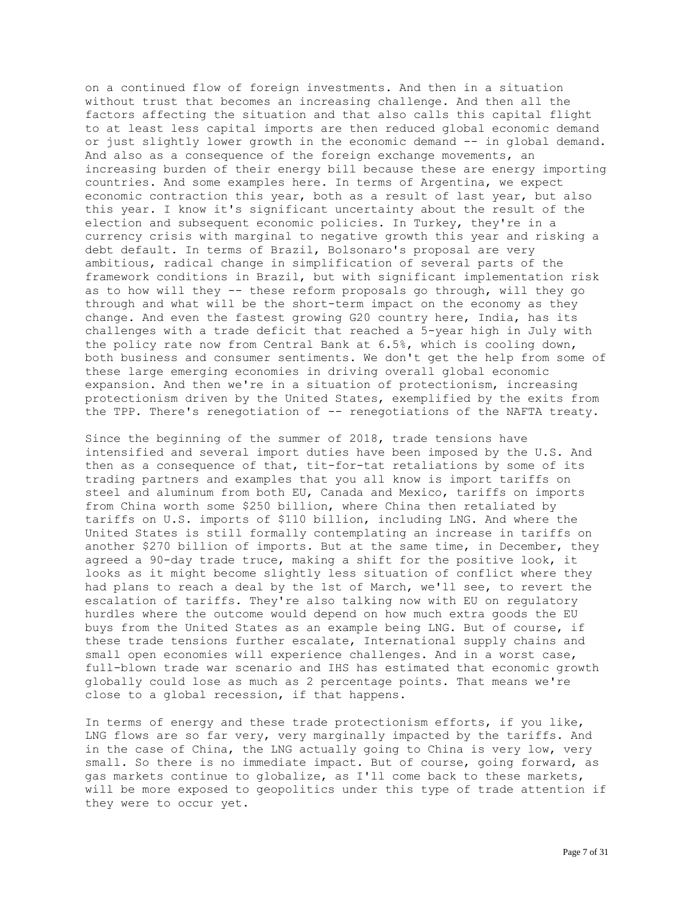on a continued flow of foreign investments. And then in a situation without trust that becomes an increasing challenge. And then all the factors affecting the situation and that also calls this capital flight to at least less capital imports are then reduced global economic demand or just slightly lower growth in the economic demand -- in global demand. And also as a consequence of the foreign exchange movements, an increasing burden of their energy bill because these are energy importing countries. And some examples here. In terms of Argentina, we expect economic contraction this year, both as a result of last year, but also this year. I know it's significant uncertainty about the result of the election and subsequent economic policies. In Turkey, they're in a currency crisis with marginal to negative growth this year and risking a debt default. In terms of Brazil, Bolsonaro's proposal are very ambitious, radical change in simplification of several parts of the framework conditions in Brazil, but with significant implementation risk as to how will they -- these reform proposals go through, will they go through and what will be the short-term impact on the economy as they change. And even the fastest growing G20 country here, India, has its challenges with a trade deficit that reached a 5-year high in July with the policy rate now from Central Bank at 6.5%, which is cooling down, both business and consumer sentiments. We don't get the help from some of these large emerging economies in driving overall global economic expansion. And then we're in a situation of protectionism, increasing protectionism driven by the United States, exemplified by the exits from the TPP. There's renegotiation of -- renegotiations of the NAFTA treaty.

Since the beginning of the summer of 2018, trade tensions have intensified and several import duties have been imposed by the U.S. And then as a consequence of that, tit-for-tat retaliations by some of its trading partners and examples that you all know is import tariffs on steel and aluminum from both EU, Canada and Mexico, tariffs on imports from China worth some $250 billion, where China then retaliated by tariffs on U.S. imports of $110 billion, including LNG. And where the United States is still formally contemplating an increase in tariffs on another $270 billion of imports. But at the same time, in December, they agreed a 90-day trade truce, making a shift for the positive look, it looks as it might become slightly less situation of conflict where they had plans to reach a deal by the 1st of March, we'll see, to revert the escalation of tariffs. They're also talking now with EU on regulatory hurdles where the outcome would depend on how much extra goods the EU buys from the United States as an example being LNG. But of course, if these trade tensions further escalate, International supply chains and small open economies will experience challenges. And in a worst case, full-blown trade war scenario and IHS has estimated that economic growth globally could lose as much as 2 percentage points. That means we're close to a global recession, if that happens.

In terms of energy and these trade protectionism efforts, if you like, LNG flows are so far very, very marginally impacted by the tariffs. And in the case of China, the LNG actually going to China is very low, very small. So there is no immediate impact. But of course, going forward, as gas markets continue to globalize, as I'll come back to these markets, will be more exposed to geopolitics under this type of trade attention if they were to occur yet.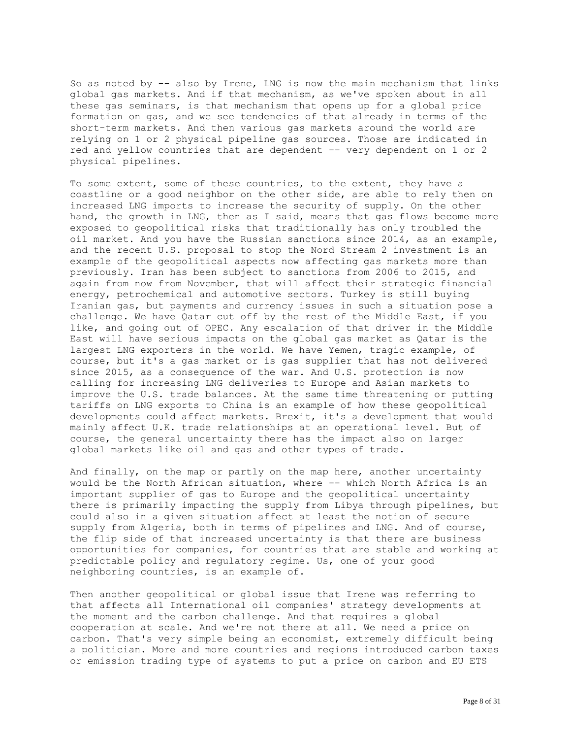So as noted by -- also by Irene, LNG is now the main mechanism that links global gas markets. And if that mechanism, as we've spoken about in all these gas seminars, is that mechanism that opens up for a global price formation on gas, and we see tendencies of that already in terms of the short-term markets. And then various gas markets around the world are relying on 1 or 2 physical pipeline gas sources. Those are indicated in red and yellow countries that are dependent -- very dependent on 1 or 2 physical pipelines.

To some extent, some of these countries, to the extent, they have a coastline or a good neighbor on the other side, are able to rely then on increased LNG imports to increase the security of supply. On the other hand, the growth in LNG, then as I said, means that gas flows become more exposed to geopolitical risks that traditionally has only troubled the oil market. And you have the Russian sanctions since 2014, as an example, and the recent U.S. proposal to stop the Nord Stream 2 investment is an example of the geopolitical aspects now affecting gas markets more than previously. Iran has been subject to sanctions from 2006 to 2015, and again from now from November, that will affect their strategic financial energy, petrochemical and automotive sectors. Turkey is still buying Iranian gas, but payments and currency issues in such a situation pose a challenge. We have Qatar cut off by the rest of the Middle East, if you like, and going out of OPEC. Any escalation of that driver in the Middle East will have serious impacts on the global gas market as Qatar is the largest LNG exporters in the world. We have Yemen, tragic example, of course, but it's a gas market or is gas supplier that has not delivered since 2015, as a consequence of the war. And U.S. protection is now calling for increasing LNG deliveries to Europe and Asian markets to improve the U.S. trade balances. At the same time threatening or putting tariffs on LNG exports to China is an example of how these geopolitical developments could affect markets. Brexit, it's a development that would mainly affect U.K. trade relationships at an operational level. But of course, the general uncertainty there has the impact also on larger global markets like oil and gas and other types of trade.

And finally, on the map or partly on the map here, another uncertainty would be the North African situation, where -- which North Africa is an important supplier of gas to Europe and the geopolitical uncertainty there is primarily impacting the supply from Libya through pipelines, but could also in a given situation affect at least the notion of secure supply from Algeria, both in terms of pipelines and LNG. And of course, the flip side of that increased uncertainty is that there are business opportunities for companies, for countries that are stable and working at predictable policy and regulatory regime. Us, one of your good neighboring countries, is an example of.

Then another geopolitical or global issue that Irene was referring to that affects all International oil companies' strategy developments at the moment and the carbon challenge. And that requires a global cooperation at scale. And we're not there at all. We need a price on carbon. That's very simple being an economist, extremely difficult being a politician. More and more countries and regions introduced carbon taxes or emission trading type of systems to put a price on carbon and EU ETS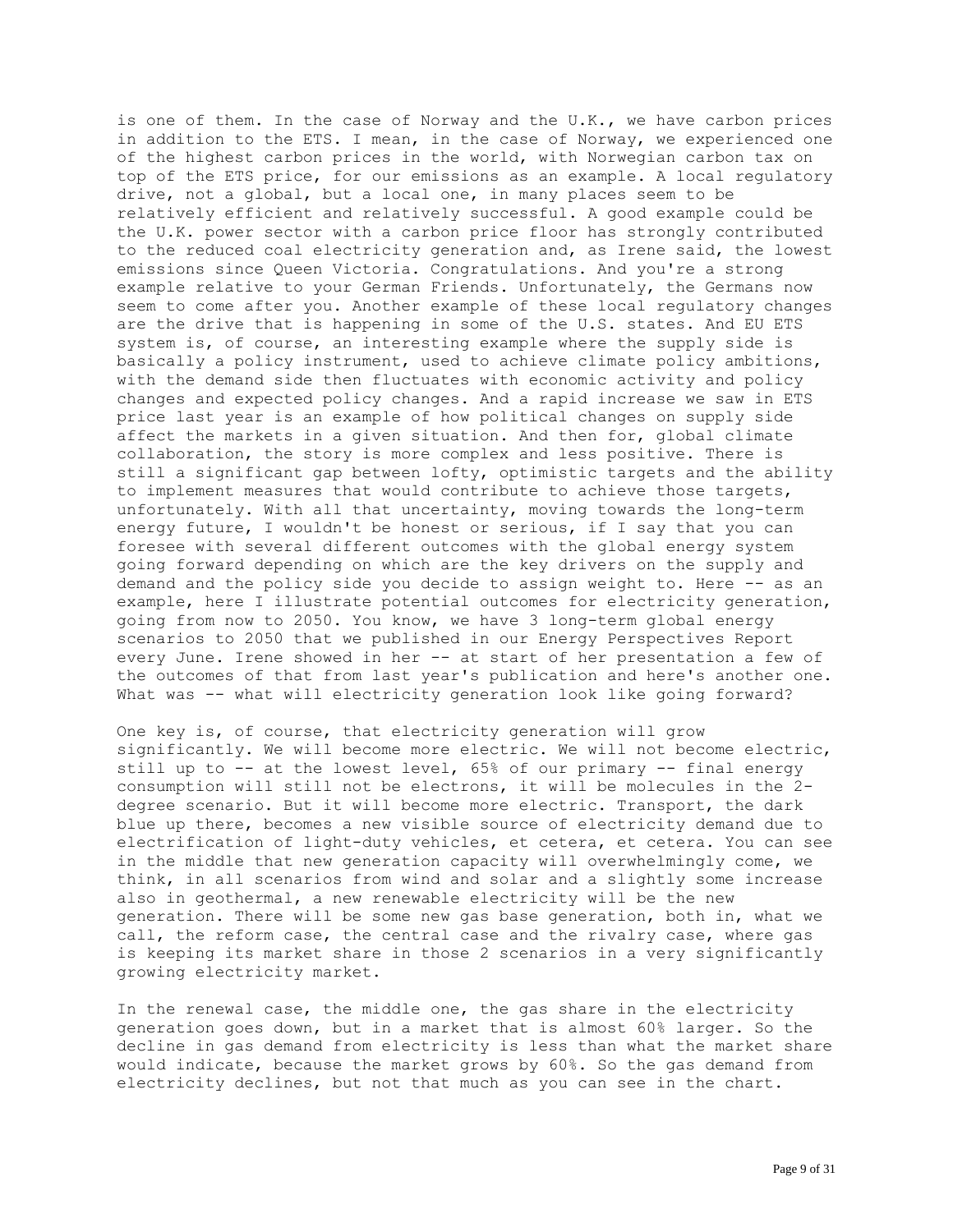is one of them. In the case of Norway and the U.K., we have carbon prices in addition to the ETS. I mean, in the case of Norway, we experienced one of the highest carbon prices in the world, with Norwegian carbon tax on top of the ETS price, for our emissions as an example. A local regulatory drive, not a global, but a local one, in many places seem to be relatively efficient and relatively successful. A good example could be the U.K. power sector with a carbon price floor has strongly contributed to the reduced coal electricity generation and, as Irene said, the lowest emissions since Queen Victoria. Congratulations. And you're a strong example relative to your German Friends. Unfortunately, the Germans now seem to come after you. Another example of these local regulatory changes are the drive that is happening in some of the U.S. states. And EU ETS system is, of course, an interesting example where the supply side is basically a policy instrument, used to achieve climate policy ambitions, with the demand side then fluctuates with economic activity and policy changes and expected policy changes. And a rapid increase we saw in ETS price last year is an example of how political changes on supply side affect the markets in a given situation. And then for, global climate collaboration, the story is more complex and less positive. There is still a significant gap between lofty, optimistic targets and the ability to implement measures that would contribute to achieve those targets, unfortunately. With all that uncertainty, moving towards the long-term energy future, I wouldn't be honest or serious, if I say that you can foresee with several different outcomes with the global energy system going forward depending on which are the key drivers on the supply and demand and the policy side you decide to assign weight to. Here -- as an example, here I illustrate potential outcomes for electricity generation, going from now to 2050. You know, we have 3 long-term global energy scenarios to 2050 that we published in our Energy Perspectives Report every June. Irene showed in her -- at start of her presentation a few of the outcomes of that from last year's publication and here's another one. What was -- what will electricity generation look like going forward?

One key is, of course, that electricity generation will grow significantly. We will become more electric. We will not become electric, still up to -- at the lowest level, 65% of our primary -- final energy consumption will still not be electrons, it will be molecules in the 2-degree scenario. But it will become more electric. Transport, the dark blue up there, becomes a new visible source of electricity demand due to electrification of light-duty vehicles, et cetera, et cetera. You can see in the middle that new generation capacity will overwhelmingly come, we think, in all scenarios from wind and solar and a slightly some increase also in geothermal, a new renewable electricity will be the new generation. There will be some new gas base generation, both in, what we call, the reform case, the central case and the rivalry case, where gas is keeping its market share in those 2 scenarios in a very significantly growing electricity market.

In the renewal case, the middle one, the gas share in the electricity generation goes down, but in a market that is almost 60% larger. So the decline in gas demand from electricity is less than what the market share would indicate, because the market grows by 60%. So the gas demand from electricity declines, but not that much as you can see in the chart.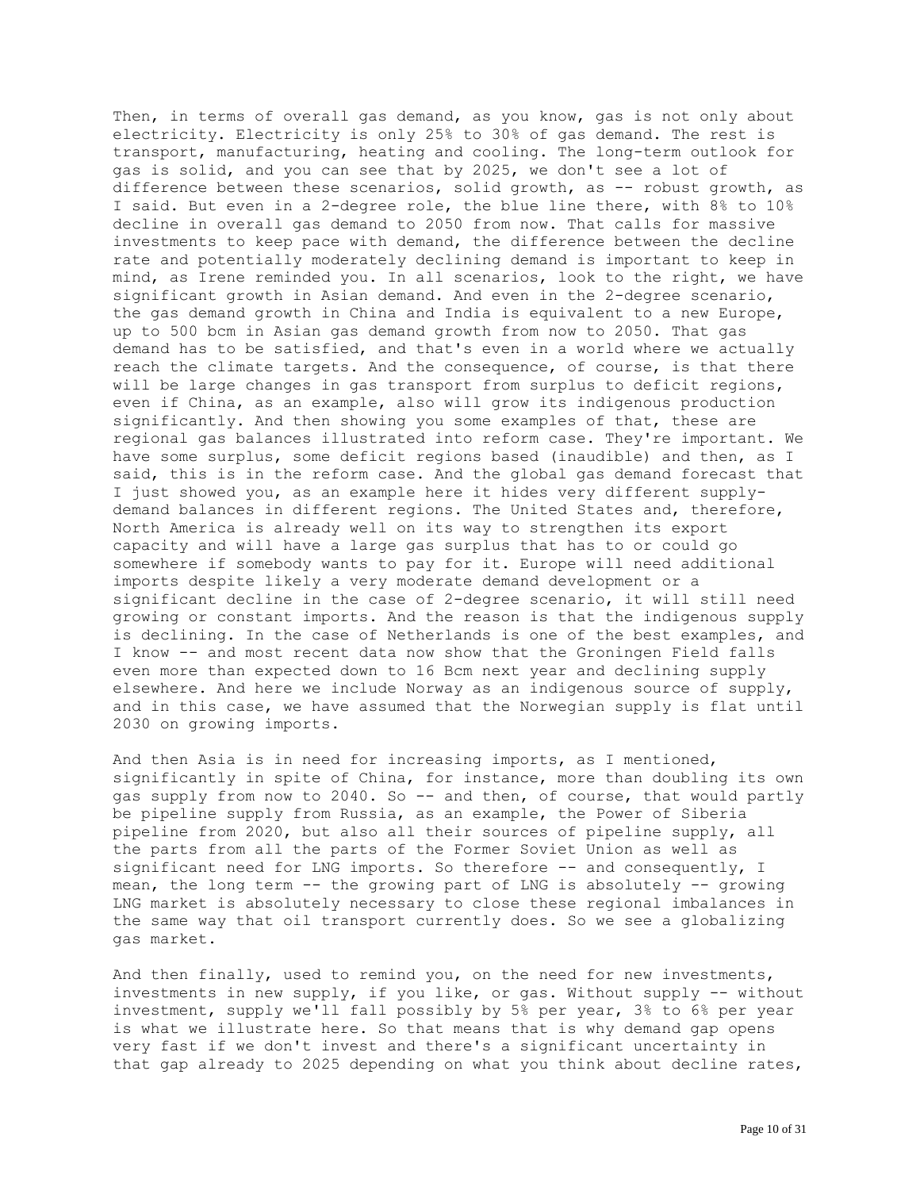Then, in terms of overall gas demand, as you know, gas is not only about electricity. Electricity is only 25% to 30% of gas demand. The rest is transport, manufacturing, heating and cooling. The long-term outlook for gas is solid, and you can see that by 2025, we don't see a lot of difference between these scenarios, solid growth, as -- robust growth, as I said. But even in a 2-degree role, the blue line there, with 8% to 10% decline in overall gas demand to 2050 from now. That calls for massive investments to keep pace with demand, the difference between the decline rate and potentially moderately declining demand is important to keep in mind, as Irene reminded you. In all scenarios, look to the right, we have significant growth in Asian demand. And even in the 2-degree scenario, the gas demand growth in China and India is equivalent to a new Europe, up to 500 bcm in Asian gas demand growth from now to 2050. That gas demand has to be satisfied, and that's even in a world where we actually reach the climate targets. And the consequence, of course, is that there will be large changes in gas transport from surplus to deficit regions, even if China, as an example, also will grow its indigenous production significantly. And then showing you some examples of that, these are regional gas balances illustrated into reform case. They're important. We have some surplus, some deficit regions based (inaudible) and then, as I said, this is in the reform case. And the global gas demand forecast that I just showed you, as an example here it hides very different supply-demand balances in different regions. The United States and, therefore, North America is already well on its way to strengthen its export capacity and will have a large gas surplus that has to or could go somewhere if somebody wants to pay for it. Europe will need additional imports despite likely a very moderate demand development or a significant decline in the case of 2-degree scenario, it will still need growing or constant imports. And the reason is that the indigenous supply is declining. In the case of Netherlands is one of the best examples, and I know -- and most recent data now show that the Groningen Field falls even more than expected down to 16 Bcm next year and declining supply elsewhere. And here we include Norway as an indigenous source of supply, and in this case, we have assumed that the Norwegian supply is flat until 2030 on growing imports.

And then Asia is in need for increasing imports, as I mentioned, significantly in spite of China, for instance, more than doubling its own gas supply from now to 2040. So -- and then, of course, that would partly be pipeline supply from Russia, as an example, the Power of Siberia pipeline from 2020, but also all their sources of pipeline supply, all the parts from all the parts of the Former Soviet Union as well as significant need for LNG imports. So therefore -- and consequently, I mean, the long term -- the growing part of LNG is absolutely -- growing LNG market is absolutely necessary to close these regional imbalances in the same way that oil transport currently does. So we see a globalizing gas market.

And then finally, used to remind you, on the need for new investments, investments in new supply, if you like, or gas. Without supply -- without investment, supply we'll fall possibly by 5% per year, 3% to 6% per year is what we illustrate here. So that means that is why demand gap opens very fast if we don't invest and there's a significant uncertainty in that gap already to 2025 depending on what you think about decline rates,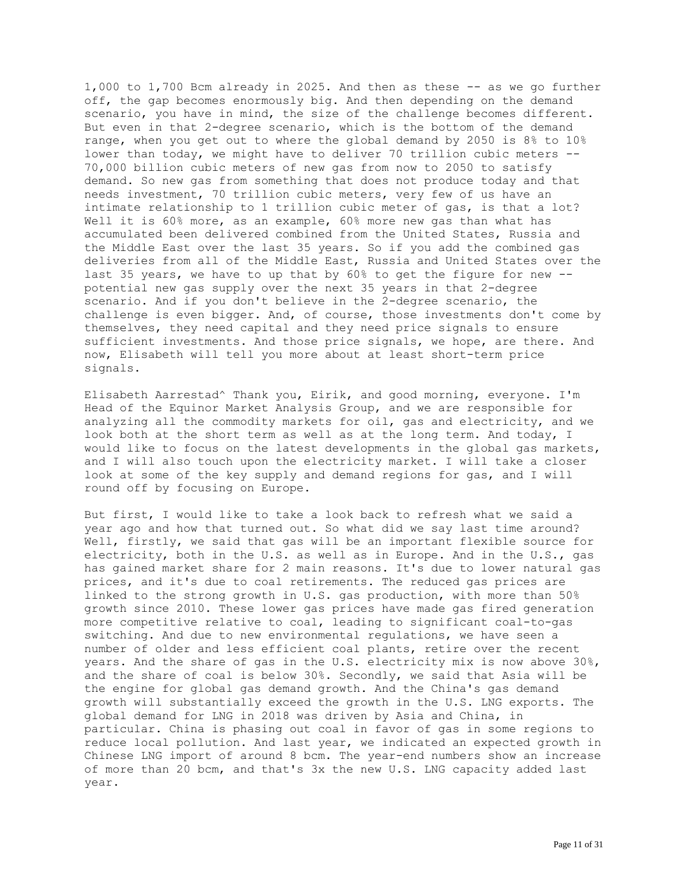1,000 to 1,700 Bcm already in 2025. And then as these -- as we go further off, the gap becomes enormously big. And then depending on the demand scenario, you have in mind, the size of the challenge becomes different. But even in that 2-degree scenario, which is the bottom of the demand range, when you get out to where the global demand by 2050 is 8% to 10% lower than today, we might have to deliver 70 trillion cubic meters -- 70,000 billion cubic meters of new gas from now to 2050 to satisfy demand. So new gas from something that does not produce today and that needs investment, 70 trillion cubic meters, very few of us have an intimate relationship to 1 trillion cubic meter of gas, is that a lot? Well it is 60% more, as an example, 60% more new gas than what has accumulated been delivered combined from the United States, Russia and the Middle East over the last 35 years. So if you add the combined gas deliveries from all of the Middle East, Russia and United States over the last 35 years, we have to up that by 60% to get the figure for new -- potential new gas supply over the next 35 years in that 2-degree scenario. And if you don't believe in the 2-degree scenario, the challenge is even bigger. And, of course, those investments don't come by themselves, they need capital and they need price signals to ensure sufficient investments. And those price signals, we hope, are there. And now, Elisabeth will tell you more about at least short-term price signals.

Elisabeth Aarrestad^ Thank you, Eirik, and good morning, everyone. I'm Head of the Equinor Market Analysis Group, and we are responsible for analyzing all the commodity markets for oil, gas and electricity, and we look both at the short term as well as at the long term. And today, I would like to focus on the latest developments in the global gas markets, and I will also touch upon the electricity market. I will take a closer look at some of the key supply and demand regions for gas, and I will round off by focusing on Europe.

But first, I would like to take a look back to refresh what we said a year ago and how that turned out. So what did we say last time around? Well, firstly, we said that gas will be an important flexible source for electricity, both in the U.S. as well as in Europe. And in the U.S., gas has gained market share for 2 main reasons. It's due to lower natural gas prices, and it's due to coal retirements. The reduced gas prices are linked to the strong growth in U.S. gas production, with more than 50% growth since 2010. These lower gas prices have made gas fired generation more competitive relative to coal, leading to significant coal-to-gas switching. And due to new environmental regulations, we have seen a number of older and less efficient coal plants, retire over the recent years. And the share of gas in the U.S. electricity mix is now above 30%, and the share of coal is below 30%. Secondly, we said that Asia will be the engine for global gas demand growth. And the China's gas demand growth will substantially exceed the growth in the U.S. LNG exports. The global demand for LNG in 2018 was driven by Asia and China, in particular. China is phasing out coal in favor of gas in some regions to reduce local pollution. And last year, we indicated an expected growth in Chinese LNG import of around 8 bcm. The year-end numbers show an increase of more than 20 bcm, and that's 3x the new U.S. LNG capacity added last year.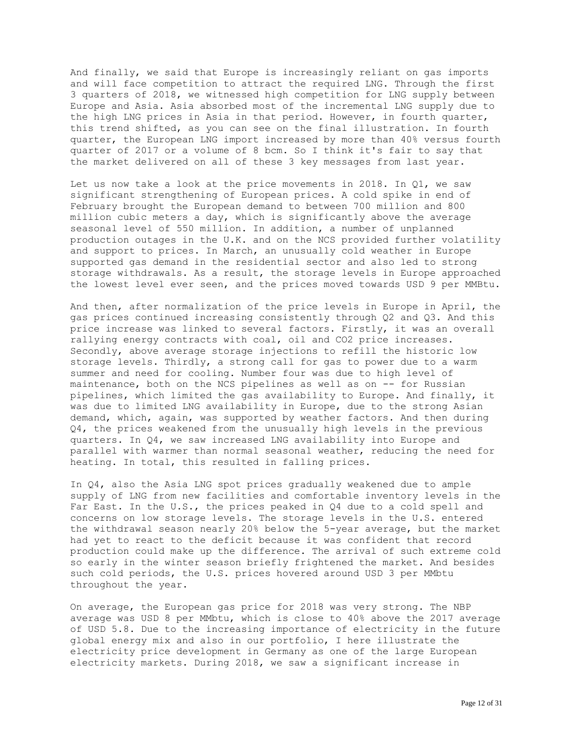And finally, we said that Europe is increasingly reliant on gas imports and will face competition to attract the required LNG. Through the first 3 quarters of 2018, we witnessed high competition for LNG supply between Europe and Asia. Asia absorbed most of the incremental LNG supply due to the high LNG prices in Asia in that period. However, in fourth quarter, this trend shifted, as you can see on the final illustration. In fourth quarter, the European LNG import increased by more than 40% versus fourth quarter of 2017 or a volume of 8 bcm. So I think it's fair to say that the market delivered on all of these 3 key messages from last year.

Let us now take a look at the price movements in 2018. In Q1, we saw significant strengthening of European prices. A cold spike in end of February brought the European demand to between 700 million and 800 million cubic meters a day, which is significantly above the average seasonal level of 550 million. In addition, a number of unplanned production outages in the U.K. and on the NCS provided further volatility and support to prices. In March, an unusually cold weather in Europe supported gas demand in the residential sector and also led to strong storage withdrawals. As a result, the storage levels in Europe approached the lowest level ever seen, and the prices moved towards USD 9 per MMBtu.

And then, after normalization of the price levels in Europe in April, the gas prices continued increasing consistently through Q2 and Q3. And this price increase was linked to several factors. Firstly, it was an overall rallying energy contracts with coal, oil and CO2 price increases. Secondly, above average storage injections to refill the historic low storage levels. Thirdly, a strong call for gas to power due to a warm summer and need for cooling. Number four was due to high level of maintenance, both on the NCS pipelines as well as on -- for Russian pipelines, which limited the gas availability to Europe. And finally, it was due to limited LNG availability in Europe, due to the strong Asian demand, which, again, was supported by weather factors. And then during Q4, the prices weakened from the unusually high levels in the previous quarters. In Q4, we saw increased LNG availability into Europe and parallel with warmer than normal seasonal weather, reducing the need for heating. In total, this resulted in falling prices.

In Q4, also the Asia LNG spot prices gradually weakened due to ample supply of LNG from new facilities and comfortable inventory levels in the Far East. In the U.S., the prices peaked in Q4 due to a cold spell and concerns on low storage levels. The storage levels in the U.S. entered the withdrawal season nearly 20% below the 5-year average, but the market had yet to react to the deficit because it was confident that record production could make up the difference. The arrival of such extreme cold so early in the winter season briefly frightened the market. And besides such cold periods, the U.S. prices hovered around USD 3 per MMbtu throughout the year.

On average, the European gas price for 2018 was very strong. The NBP average was USD 8 per MMbtu, which is close to 40% above the 2017 average of USD 5.8. Due to the increasing importance of electricity in the future global energy mix and also in our portfolio, I here illustrate the electricity price development in Germany as one of the large European electricity markets. During 2018, we saw a significant increase in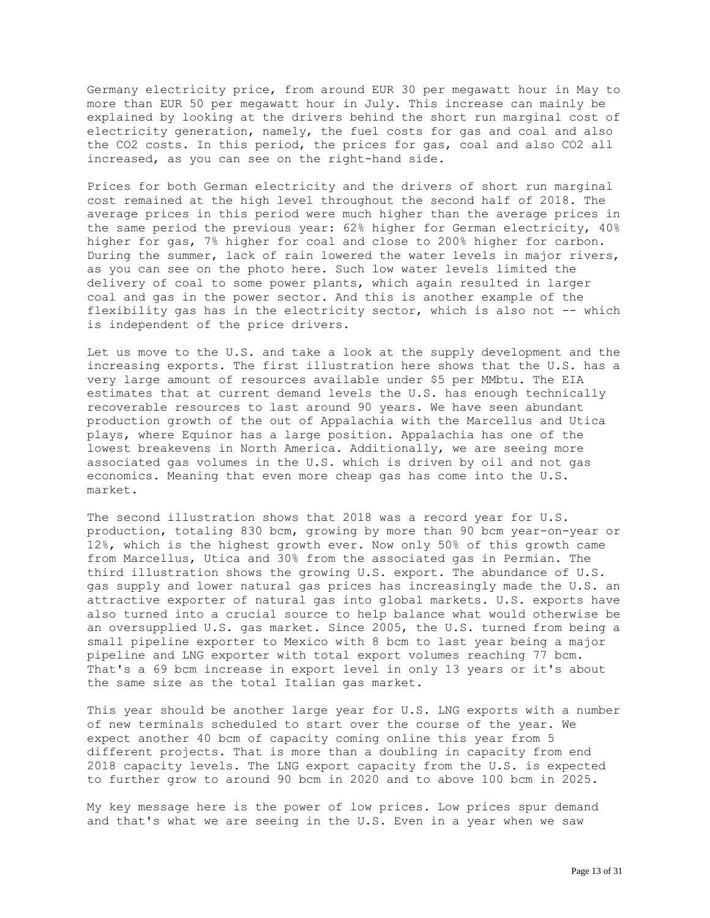Germany electricity price, from around EUR 30 per megawatt hour in May to more than EUR 50 per megawatt hour in July. This increase can mainly be explained by looking at the drivers behind the short run marginal cost of electricity generation, namely, the fuel costs for gas and coal and also the $CO_2$ costs. In this period, the prices for gas, coal and also $CO_2$ all increased, as you can see on the right-hand side.

Prices for both German electricity and the drivers of short run marginal cost remained at the high level throughout the second half of 2018. The average prices in this period were much higher than the average prices in the same period the previous year: 62% higher for German electricity, 40% higher for gas, 7% higher for coal and close to 200% higher for carbon. During the summer, lack of rain lowered the water levels in major rivers, as you can see on the photo here. Such low water levels limited the delivery of coal to some power plants, which again resulted in larger coal and gas in the power sector. And this is another example of the flexibility gas has in the electricity sector, which is also not -- which is independent of the price drivers.

Let us move to the U.S. and take a look at the supply development and the increasing exports. The first illustration here shows that the U.S. has a very large amount of resources available under $5 per MMbtu. The EIA estimates that at current demand levels the U.S. has enough technically recoverable resources to last around 90 years. We have seen abundant production growth of the out of Appalachia with the Marcellus and Utica plays, where Equinor has a large position. Appalachia has one of the lowest breakevens in North America. Additionally, we are seeing more associated gas volumes in the U.S. which is driven by oil and not gas economics. Meaning that even more cheap gas has come into the U.S. market.

The second illustration shows that 2018 was a record year for U.S. production, totaling 830 bcm, growing by more than 90 bcm year-on-year or 12%, which is the highest growth ever. Now only 50% of this growth came from Marcellus, Utica and 30% from the associated gas in Permian. The third illustration shows the growing U.S. export. The abundance of U.S. gas supply and lower natural gas prices has increasingly made the U.S. an attractive exporter of natural gas into global markets. U.S. exports have also turned into a crucial source to help balance what would otherwise be an oversupplied U.S. gas market. Since 2005, the U.S. turned from being a small pipeline exporter to Mexico with 8 bcm to last year being a major pipeline and LNG exporter with total export volumes reaching 77 bcm. That's a 69 bcm increase in export level in only 13 years or it's about the same size as the total Italian gas market.

This year should be another large year for U.S. LNG exports with a number of new terminals scheduled to start over the course of the year. We expect another 40 bcm of capacity coming online this year from 5 different projects. That is more than a doubling in capacity from end 2018 capacity levels. The LNG export capacity from the U.S. is expected to further grow to around 90 bcm in 2020 and to above 100 bcm in 2025.

My key message here is the power of low prices. Low prices spur demand and that's what we are seeing in the U.S. Even in a year when we saw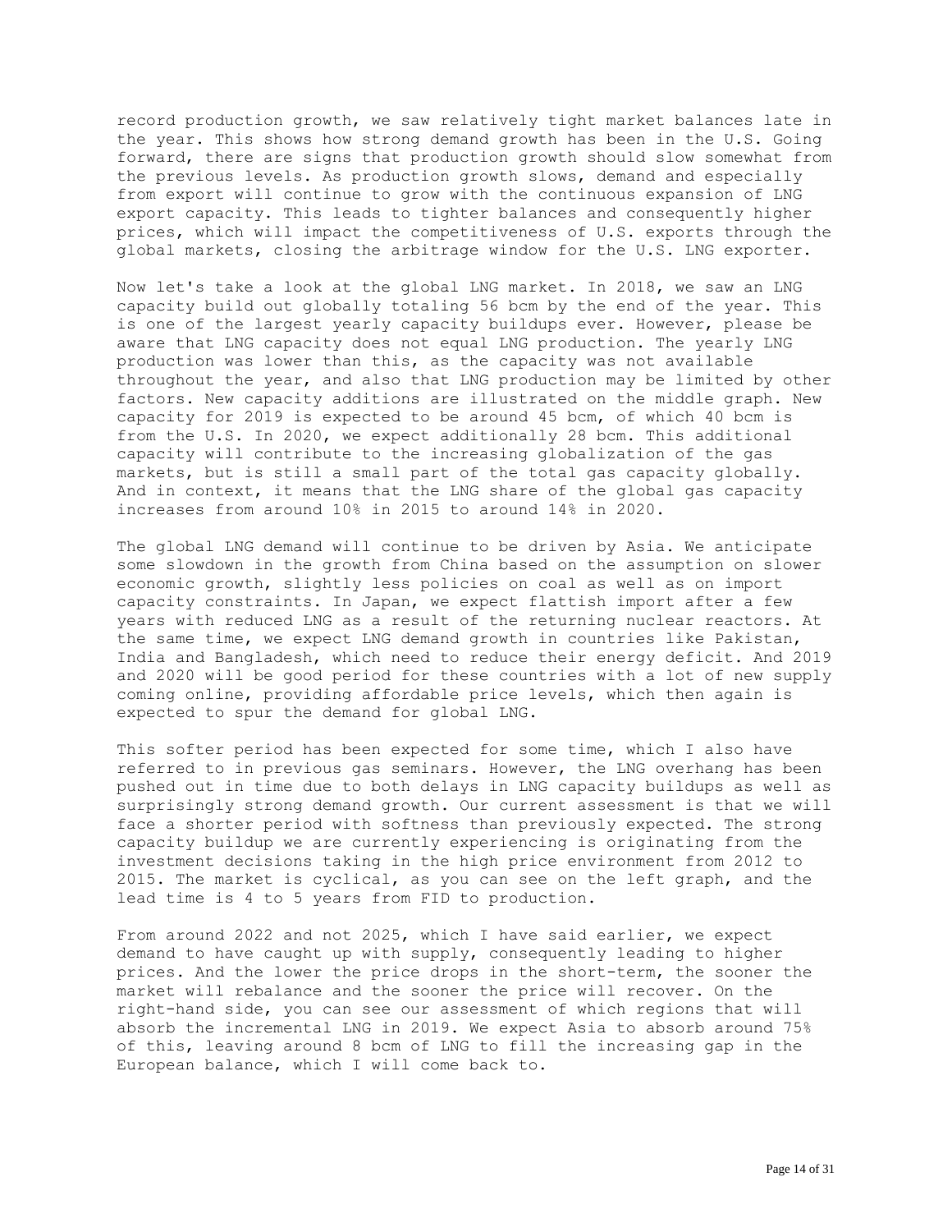record production growth, we saw relatively tight market balances late in the year. This shows how strong demand growth has been in the U.S. Going forward, there are signs that production growth should slow somewhat from the previous levels. As production growth slows, demand and especially from export will continue to grow with the continuous expansion of LNG export capacity. This leads to tighter balances and consequently higher prices, which will impact the competitiveness of U.S. exports through the global markets, closing the arbitrage window for the U.S. LNG exporter.

Now let's take a look at the global LNG market. In 2018, we saw an LNG capacity build out globally totaling 56 bcm by the end of the year. This is one of the largest yearly capacity buildups ever. However, please be aware that LNG capacity does not equal LNG production. The yearly LNG production was lower than this, as the capacity was not available throughout the year, and also that LNG production may be limited by other factors. New capacity additions are illustrated on the middle graph. New capacity for 2019 is expected to be around 45 bcm, of which 40 bcm is from the U.S. In 2020, we expect additionally 28 bcm. This additional capacity will contribute to the increasing globalization of the gas markets, but is still a small part of the total gas capacity globally. And in context, it means that the LNG share of the global gas capacity increases from around 10% in 2015 to around 14% in 2020.

The global LNG demand will continue to be driven by Asia. We anticipate some slowdown in the growth from China based on the assumption on slower economic growth, slightly less policies on coal as well as on import capacity constraints. In Japan, we expect flattish import after a few years with reduced LNG as a result of the returning nuclear reactors. At the same time, we expect LNG demand growth in countries like Pakistan, India and Bangladesh, which need to reduce their energy deficit. And 2019 and 2020 will be good period for these countries with a lot of new supply coming online, providing affordable price levels, which then again is expected to spur the demand for global LNG.

This softer period has been expected for some time, which I also have referred to in previous gas seminars. However, the LNG overhang has been pushed out in time due to both delays in LNG capacity buildups as well as surprisingly strong demand growth. Our current assessment is that we will face a shorter period with softness than previously expected. The strong capacity buildup we are currently experiencing is originating from the investment decisions taking in the high price environment from 2012 to 2015. The market is cyclical, as you can see on the left graph, and the lead time is 4 to 5 years from FID to production.

From around 2022 and not 2025, which I have said earlier, we expect demand to have caught up with supply, consequently leading to higher prices. And the lower the price drops in the short-term, the sooner the market will rebalance and the sooner the price will recover. On the right-hand side, you can see our assessment of which regions that will absorb the incremental LNG in 2019. We expect Asia to absorb around 75% of this, leaving around 8 bcm of LNG to fill the increasing gap in the European balance, which I will come back to.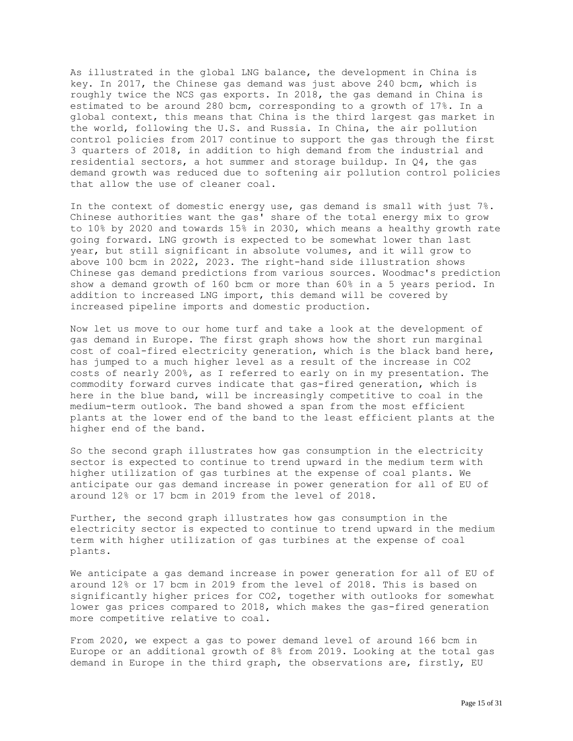As illustrated in the global LNG balance, the development in China is key. In 2017, the Chinese gas demand was just above 240 bcm, which is roughly twice the NCS gas exports. In 2018, the gas demand in China is estimated to be around 280 bcm, corresponding to a growth of 17%. In a global context, this means that China is the third largest gas market in the world, following the U.S. and Russia. In China, the air pollution control policies from 2017 continue to support the gas through the first 3 quarters of 2018, in addition to high demand from the industrial and residential sectors, a hot summer and storage buildup. In Q4, the gas demand growth was reduced due to softening air pollution control policies that allow the use of cleaner coal.

In the context of domestic energy use, gas demand is small with just 7%. Chinese authorities want the gas' share of the total energy mix to grow to 10% by 2020 and towards 15% in 2030, which means a healthy growth rate going forward. LNG growth is expected to be somewhat lower than last year, but still significant in absolute volumes, and it will grow to above 100 bcm in 2022, 2023. The right-hand side illustration shows Chinese gas demand predictions from various sources. Woodmac's prediction show a demand growth of 160 bcm or more than 60% in a 5 years period. In addition to increased LNG import, this demand will be covered by increased pipeline imports and domestic production.

Now let us move to our home turf and take a look at the development of gas demand in Europe. The first graph shows how the short run marginal cost of coal-fired electricity generation, which is the black band here, has jumped to a much higher level as a result of the increase in $CO_2$ costs of nearly 200%, as I referred to early on in my presentation. The commodity forward curves indicate that gas-fired generation, which is here in the blue band, will be increasingly competitive to coal in the medium-term outlook. The band showed a span from the most efficient plants at the lower end of the band to the least efficient plants at the higher end of the band.

So the second graph illustrates how gas consumption in the electricity sector is expected to continue to trend upward in the medium term with higher utilization of gas turbines at the expense of coal plants. We anticipate our gas demand increase in power generation for all of EU of around 12% or 17 bcm in 2019 from the level of 2018.

Further, the second graph illustrates how gas consumption in the electricity sector is expected to continue to trend upward in the medium term with higher utilization of gas turbines at the expense of coal plants.

We anticipate a gas demand increase in power generation for all of EU of around 12% or 17 bcm in 2019 from the level of 2018. This is based on significantly higher prices for $CO_2$, together with outlooks for somewhat lower gas prices compared to 2018, which makes the gas-fired generation more competitive relative to coal.

From 2020, we expect a gas to power demand level of around 166 bcm in Europe or an additional growth of 8% from 2019. Looking at the total gas demand in Europe in the third graph, the observations are, firstly, EU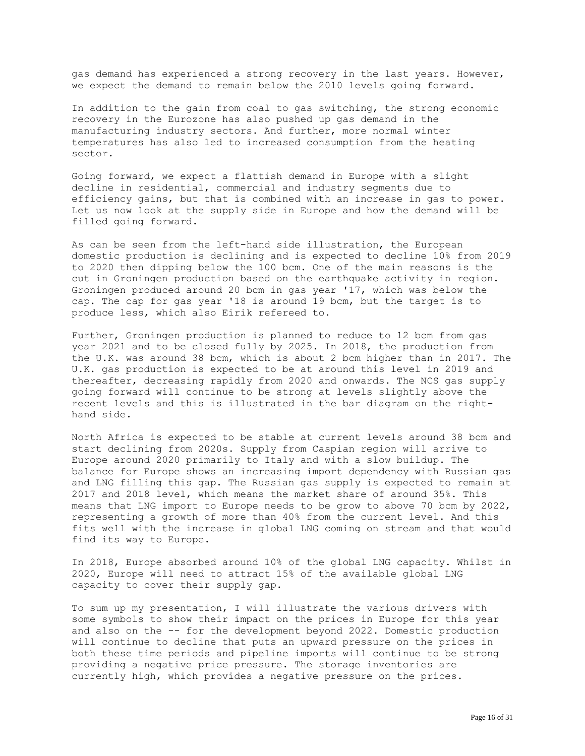gas demand has experienced a strong recovery in the last years. However, we expect the demand to remain below the 2010 levels going forward.

In addition to the gain from coal to gas switching, the strong economic recovery in the Eurozone has also pushed up gas demand in the manufacturing industry sectors. And further, more normal winter temperatures has also led to increased consumption from the heating sector.

Going forward, we expect a flattish demand in Europe with a slight decline in residential, commercial and industry segments due to efficiency gains, but that is combined with an increase in gas to power. Let us now look at the supply side in Europe and how the demand will be filled going forward.

As can be seen from the left-hand side illustration, the European domestic production is declining and is expected to decline 10% from 2019 to 2020 then dipping below the 100 bcm. One of the main reasons is the cut in Groningen production based on the earthquake activity in region. Groningen produced around 20 bcm in gas year '17, which was below the cap. The cap for gas year '18 is around 19 bcm, but the target is to produce less, which also Eirik refereed to.

Further, Groningen production is planned to reduce to 12 bcm from gas year 2021 and to be closed fully by 2025. In 2018, the production from the U.K. was around 38 bcm, which is about 2 bcm higher than in 2017. The U.K. gas production is expected to be at around this level in 2019 and thereafter, decreasing rapidly from 2020 and onwards. The NCS gas supply going forward will continue to be strong at levels slightly above the recent levels and this is illustrated in the bar diagram on the right-hand side.

North Africa is expected to be stable at current levels around 38 bcm and start declining from 2020s. Supply from Caspian region will arrive to Europe around 2020 primarily to Italy and with a slow buildup. The balance for Europe shows an increasing import dependency with Russian gas and LNG filling this gap. The Russian gas supply is expected to remain at 2017 and 2018 level, which means the market share of around 35%. This means that LNG import to Europe needs to be grow to above 70 bcm by 2022, representing a growth of more than 40% from the current level. And this fits well with the increase in global LNG coming on stream and that would find its way to Europe.

In 2018, Europe absorbed around 10% of the global LNG capacity. Whilst in 2020, Europe will need to attract 15% of the available global LNG capacity to cover their supply gap.

To sum up my presentation, I will illustrate the various drivers with some symbols to show their impact on the prices in Europe for this year and also on the -- for the development beyond 2022. Domestic production will continue to decline that puts an upward pressure on the prices in both these time periods and pipeline imports will continue to be strong providing a negative price pressure. The storage inventories are currently high, which provides a negative pressure on the prices.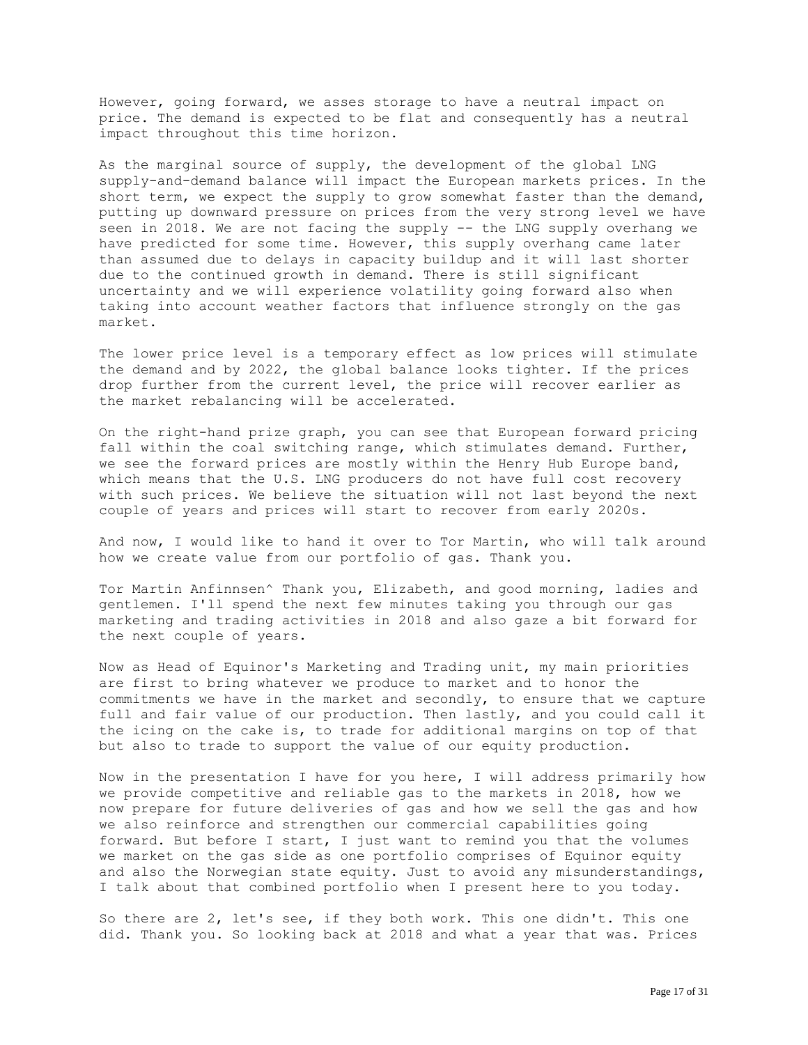However, going forward, we asses storage to have a neutral impact on price. The demand is expected to be flat and consequently has a neutral impact throughout this time horizon.

As the marginal source of supply, the development of the global LNG supply-and-demand balance will impact the European markets prices. In the short term, we expect the supply to grow somewhat faster than the demand, putting up downward pressure on prices from the very strong level we have seen in 2018. We are not facing the supply -- the LNG supply overhang we have predicted for some time. However, this supply overhang came later than assumed due to delays in capacity buildup and it will last shorter due to the continued growth in demand. There is still significant uncertainty and we will experience volatility going forward also when taking into account weather factors that influence strongly on the gas market.

The lower price level is a temporary effect as low prices will stimulate the demand and by 2022, the global balance looks tighter. If the prices drop further from the current level, the price will recover earlier as the market rebalancing will be accelerated.

On the right-hand prize graph, you can see that European forward pricing fall within the coal switching range, which stimulates demand. Further, we see the forward prices are mostly within the Henry Hub Europe band, which means that the U.S. LNG producers do not have full cost recovery with such prices. We believe the situation will not last beyond the next couple of years and prices will start to recover from early 2020s.

And now, I would like to hand it over to Tor Martin, who will talk around how we create value from our portfolio of gas. Thank you.

Tor Martin Anfinnsen^ Thank you, Elizabeth, and good morning, ladies and gentlemen. I'll spend the next few minutes taking you through our gas marketing and trading activities in 2018 and also gaze a bit forward for the next couple of years.

Now as Head of Equinor's Marketing and Trading unit, my main priorities are first to bring whatever we produce to market and to honor the commitments we have in the market and secondly, to ensure that we capture full and fair value of our production. Then lastly, and you could call it the icing on the cake is, to trade for additional margins on top of that but also to trade to support the value of our equity production.

Now in the presentation I have for you here, I will address primarily how we provide competitive and reliable gas to the markets in 2018, how we now prepare for future deliveries of gas and how we sell the gas and how we also reinforce and strengthen our commercial capabilities going forward. But before I start, I just want to remind you that the volumes we market on the gas side as one portfolio comprises of Equinor equity and also the Norwegian state equity. Just to avoid any misunderstandings, I talk about that combined portfolio when I present here to you today.

So there are 2, let's see, if they both work. This one didn't. This one did. Thank you. So looking back at 2018 and what a year that was. Prices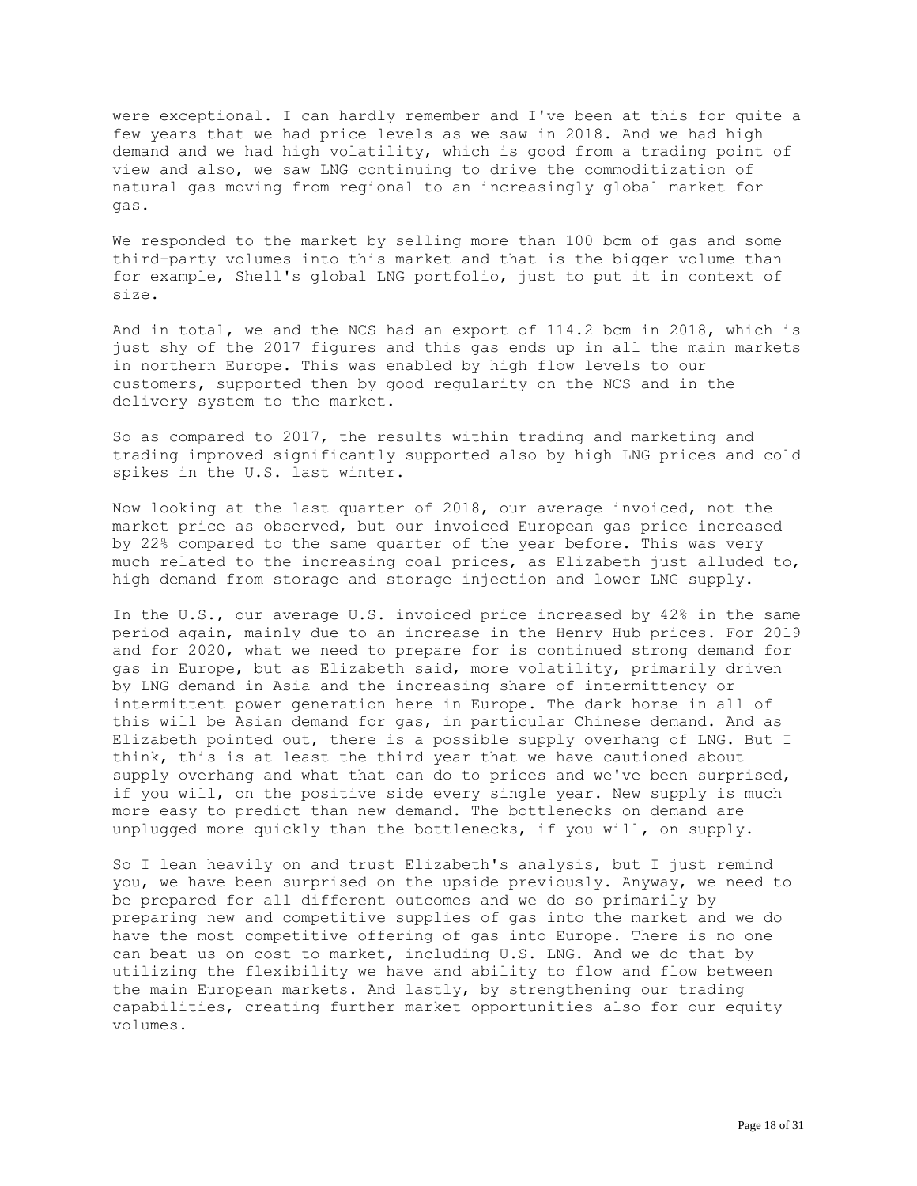were exceptional. I can hardly remember and I've been at this for quite a few years that we had price levels as we saw in 2018. And we had high demand and we had high volatility, which is good from a trading point of view and also, we saw LNG continuing to drive the commoditization of natural gas moving from regional to an increasingly global market for gas.

We responded to the market by selling more than 100 bcm of gas and some third-party volumes into this market and that is the bigger volume than for example, Shell's global LNG portfolio, just to put it in context of size.

And in total, we and the NCS had an export of 114.2 bcm in 2018, which is just shy of the 2017 figures and this gas ends up in all the main markets in northern Europe. This was enabled by high flow levels to our customers, supported then by good regularity on the NCS and in the delivery system to the market.

So as compared to 2017, the results within trading and marketing and trading improved significantly supported also by high LNG prices and cold spikes in the U.S. last winter.

Now looking at the last quarter of 2018, our average invoiced, not the market price as observed, but our invoiced European gas price increased by 22% compared to the same quarter of the year before. This was very much related to the increasing coal prices, as Elizabeth just alluded to, high demand from storage and storage injection and lower LNG supply.

In the U.S., our average U.S. invoiced price increased by 42% in the same period again, mainly due to an increase in the Henry Hub prices. For 2019 and for 2020, what we need to prepare for is continued strong demand for gas in Europe, but as Elizabeth said, more volatility, primarily driven by LNG demand in Asia and the increasing share of intermittency or intermittent power generation here in Europe. The dark horse in all of this will be Asian demand for gas, in particular Chinese demand. And as Elizabeth pointed out, there is a possible supply overhang of LNG. But I think, this is at least the third year that we have cautioned about supply overhang and what that can do to prices and we've been surprised, if you will, on the positive side every single year. New supply is much more easy to predict than new demand. The bottlenecks on demand are unplugged more quickly than the bottlenecks, if you will, on supply.

So I lean heavily on and trust Elizabeth's analysis, but I just remind you, we have been surprised on the upside previously. Anyway, we need to be prepared for all different outcomes and we do so primarily by preparing new and competitive supplies of gas into the market and we do have the most competitive offering of gas into Europe. There is no one can beat us on cost to market, including U.S. LNG. And we do that by utilizing the flexibility we have and ability to flow and flow between the main European markets. And lastly, by strengthening our trading capabilities, creating further market opportunities also for our equity volumes.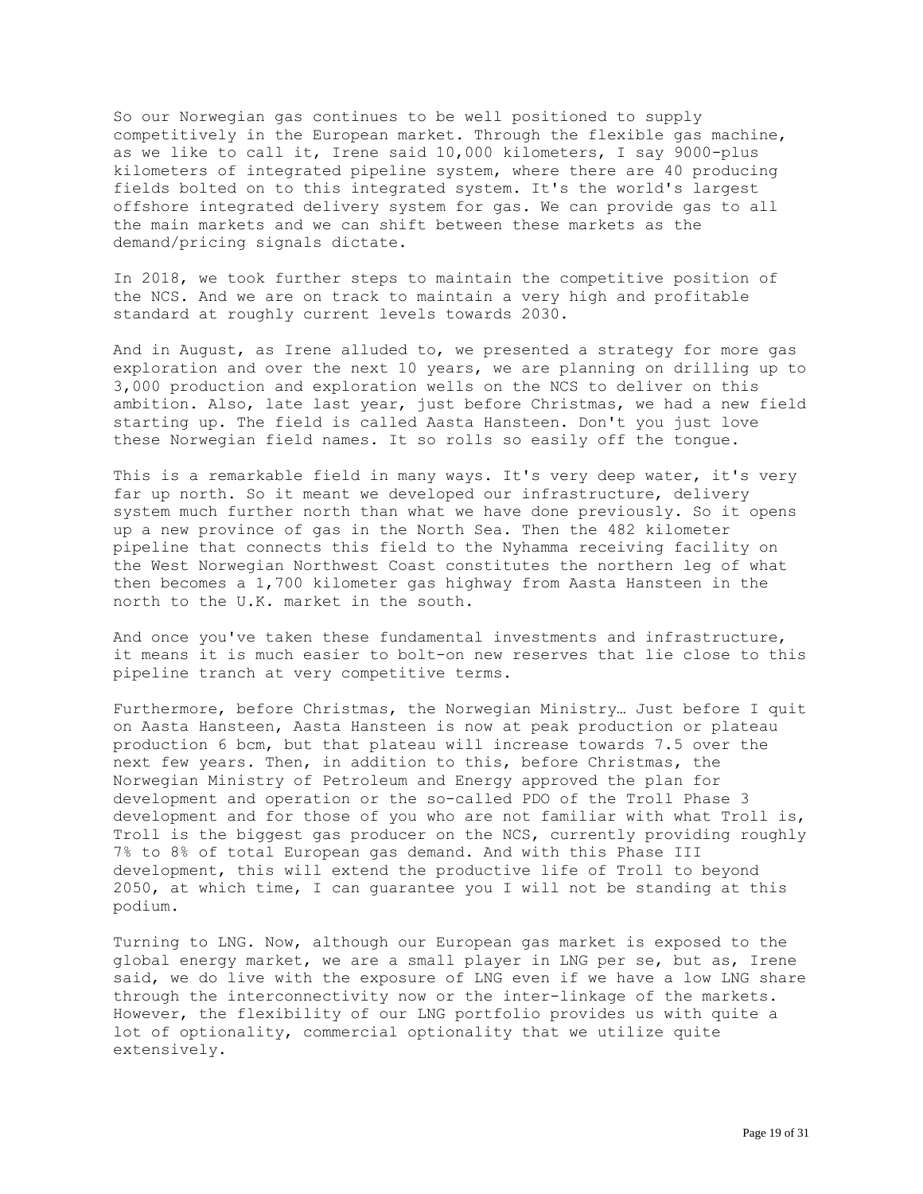So our Norwegian gas continues to be well positioned to supply competitively in the European market. Through the flexible gas machine, as we like to call it, Irene said 10,000 kilometers, I say 9000-plus kilometers of integrated pipeline system, where there are 40 producing fields bolted on to this integrated system. It's the world's largest offshore integrated delivery system for gas. We can provide gas to all the main markets and we can shift between these markets as the demand/pricing signals dictate.

In 2018, we took further steps to maintain the competitive position of the NCS. And we are on track to maintain a very high and profitable standard at roughly current levels towards 2030.

And in August, as Irene alluded to, we presented a strategy for more gas exploration and over the next 10 years, we are planning on drilling up to 3,000 production and exploration wells on the NCS to deliver on this ambition. Also, late last year, just before Christmas, we had a new field starting up. The field is called Aasta Hansteen. Don't you just love these Norwegian field names. It so rolls so easily off the tongue.

This is a remarkable field in many ways. It's very deep water, it's very far up north. So it meant we developed our infrastructure, delivery system much further north than what we have done previously. So it opens up a new province of gas in the North Sea. Then the 482 kilometer pipeline that connects this field to the Nyhamma receiving facility on the West Norwegian Northwest Coast constitutes the northern leg of what then becomes a 1,700 kilometer gas highway from Aasta Hansteen in the north to the U.K. market in the south.

And once you've taken these fundamental investments and infrastructure, it means it is much easier to bolt-on new reserves that lie close to this pipeline tranch at very competitive terms.

Furthermore, before Christmas, the Norwegian Ministry… Just before I quit on Aasta Hansteen, Aasta Hansteen is now at peak production or plateau production 6 bcm, but that plateau will increase towards 7.5 over the next few years. Then, in addition to this, before Christmas, the Norwegian Ministry of Petroleum and Energy approved the plan for development and operation or the so-called PDO of the Troll Phase 3 development and for those of you who are not familiar with what Troll is, Troll is the biggest gas producer on the NCS, currently providing roughly 7% to 8% of total European gas demand. And with this Phase III development, this will extend the productive life of Troll to beyond 2050, at which time, I can guarantee you I will not be standing at this podium.

Turning to LNG. Now, although our European gas market is exposed to the global energy market, we are a small player in LNG per se, but as, Irene said, we do live with the exposure of LNG even if we have a low LNG share through the interconnectivity now or the inter-linkage of the markets. However, the flexibility of our LNG portfolio provides us with quite a lot of optionality, commercial optionality that we utilize quite extensively.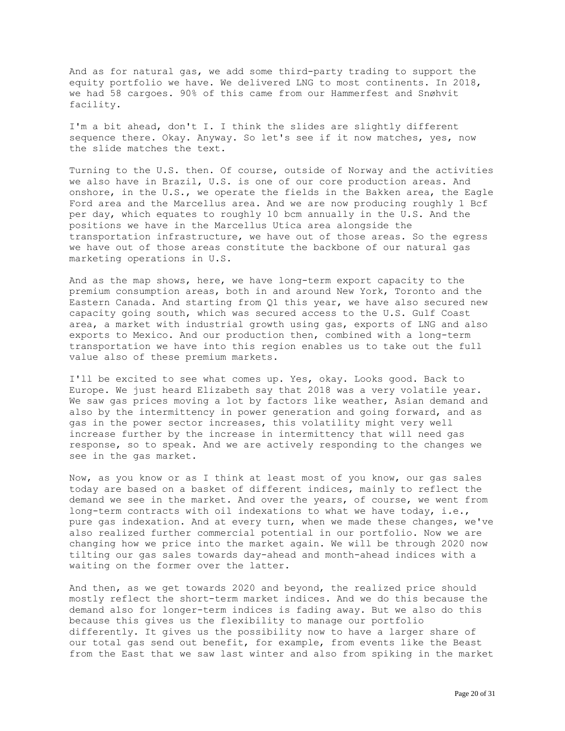And as for natural gas, we add some third-party trading to support the equity portfolio we have. We delivered LNG to most continents. In 2018, we had 58 cargoes. 90% of this came from our Hammerfest and Snøhvit facility.

I'm a bit ahead, don't I. I think the slides are slightly different sequence there. Okay. Anyway. So let's see if it now matches, yes, now the slide matches the text.

Turning to the U.S. then. Of course, outside of Norway and the activities we also have in Brazil, U.S. is one of our core production areas. And onshore, in the U.S., we operate the fields in the Bakken area, the Eagle Ford area and the Marcellus area. And we are now producing roughly 1 Bcf per day, which equates to roughly 10 bcm annually in the U.S. And the positions we have in the Marcellus Utica area alongside the transportation infrastructure, we have out of those areas. So the egress we have out of those areas constitute the backbone of our natural gas marketing operations in U.S.

And as the map shows, here, we have long-term export capacity to the premium consumption areas, both in and around New York, Toronto and the Eastern Canada. And starting from Q1 this year, we have also secured new capacity going south, which was secured access to the U.S. Gulf Coast area, a market with industrial growth using gas, exports of LNG and also exports to Mexico. And our production then, combined with a long-term transportation we have into this region enables us to take out the full value also of these premium markets.

I'll be excited to see what comes up. Yes, okay. Looks good. Back to Europe. We just heard Elizabeth say that 2018 was a very volatile year. We saw gas prices moving a lot by factors like weather, Asian demand and also by the intermittency in power generation and going forward, and as gas in the power sector increases, this volatility might very well increase further by the increase in intermittency that will need gas response, so to speak. And we are actively responding to the changes we see in the gas market.

Now, as you know or as I think at least most of you know, our gas sales today are based on a basket of different indices, mainly to reflect the demand we see in the market. And over the years, of course, we went from long-term contracts with oil indexations to what we have today, i.e., pure gas indexation. And at every turn, when we made these changes, we've also realized further commercial potential in our portfolio. Now we are changing how we price into the market again. We will be through 2020 now tilting our gas sales towards day-ahead and month-ahead indices with a waiting on the former over the latter.

And then, as we get towards 2020 and beyond, the realized price should mostly reflect the short-term market indices. And we do this because the demand also for longer-term indices is fading away. But we also do this because this gives us the flexibility to manage our portfolio differently. It gives us the possibility now to have a larger share of our total gas send out benefit, for example, from events like the Beast from the East that we saw last winter and also from spiking in the market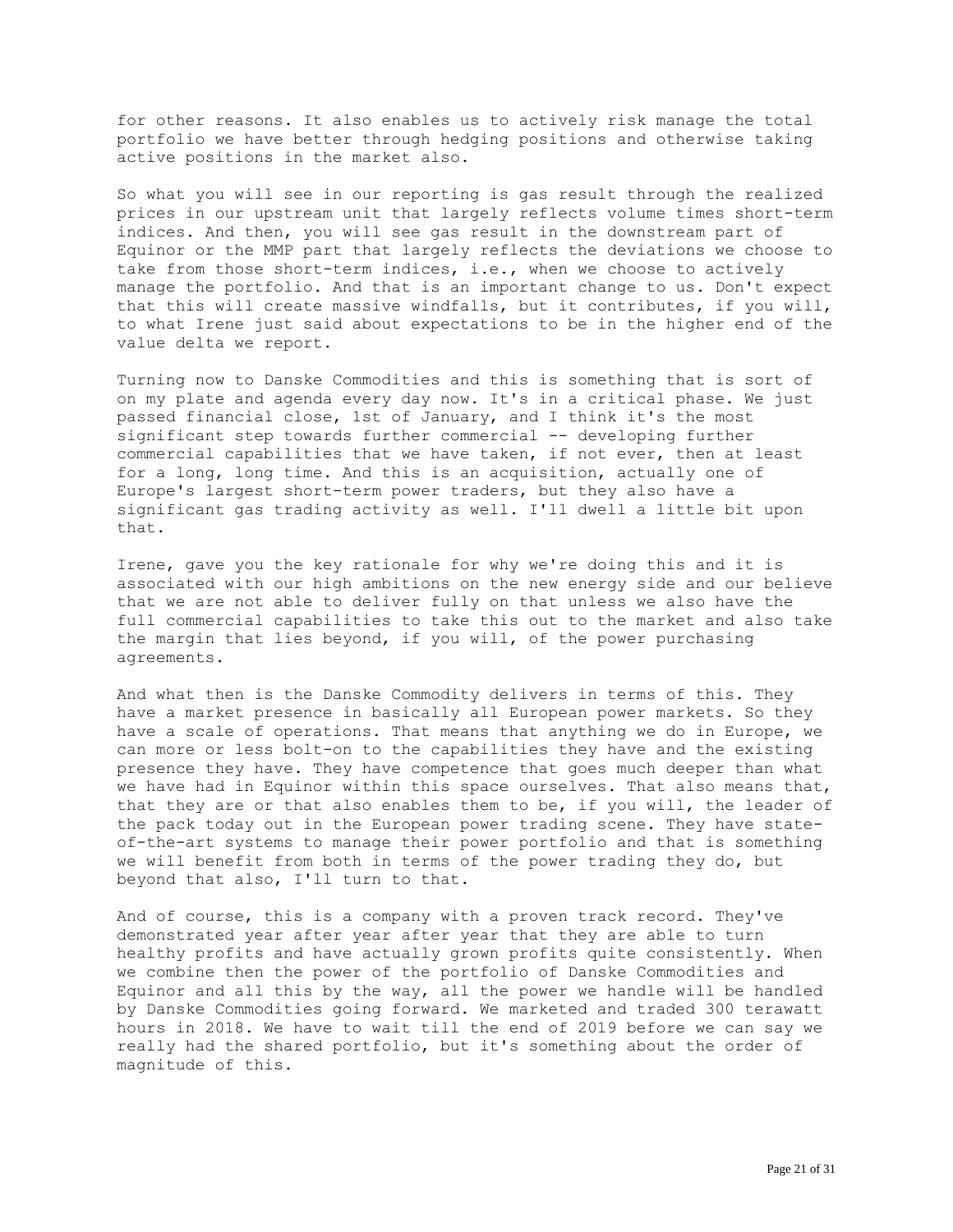for other reasons. It also enables us to actively risk manage the total portfolio we have better through hedging positions and otherwise taking active positions in the market also.

So what you will see in our reporting is gas result through the realized prices in our upstream unit that largely reflects volume times short-term indices. And then, you will see gas result in the downstream part of Equinor or the MMP part that largely reflects the deviations we choose to take from those short-term indices, i.e., when we choose to actively manage the portfolio. And that is an important change to us. Don't expect that this will create massive windfalls, but it contributes, if you will, to what Irene just said about expectations to be in the higher end of the value delta we report.

Turning now to Danske Commodities and this is something that is sort of on my plate and agenda every day now. It's in a critical phase. We just passed financial close, 1st of January, and I think it's the most significant step towards further commercial -- developing further commercial capabilities that we have taken, if not ever, then at least for a long, long time. And this is an acquisition, actually one of Europe's largest short-term power traders, but they also have a significant gas trading activity as well. I'll dwell a little bit upon that.

Irene, gave you the key rationale for why we're doing this and it is associated with our high ambitions on the new energy side and our believe that we are not able to deliver fully on that unless we also have the full commercial capabilities to take this out to the market and also take the margin that lies beyond, if you will, of the power purchasing agreements.

And what then is the Danske Commodity delivers in terms of this. They have a market presence in basically all European power markets. So they have a scale of operations. That means that anything we do in Europe, we can more or less bolt-on to the capabilities they have and the existing presence they have. They have competence that goes much deeper than what we have had in Equinor within this space ourselves. That also means that, that they are or that also enables them to be, if you will, the leader of the pack today out in the European power trading scene. They have state-of-the-art systems to manage their power portfolio and that is something we will benefit from both in terms of the power trading they do, but beyond that also, I'll turn to that.

And of course, this is a company with a proven track record. They've demonstrated year after year after year that they are able to turn healthy profits and have actually grown profits quite consistently. When we combine then the power of the portfolio of Danske Commodities and Equinor and all this by the way, all the power we handle will be handled by Danske Commodities going forward. We marketed and traded 300 terawatt hours in 2018. We have to wait till the end of 2019 before we can say we really had the shared portfolio, but it's something about the order of magnitude of this.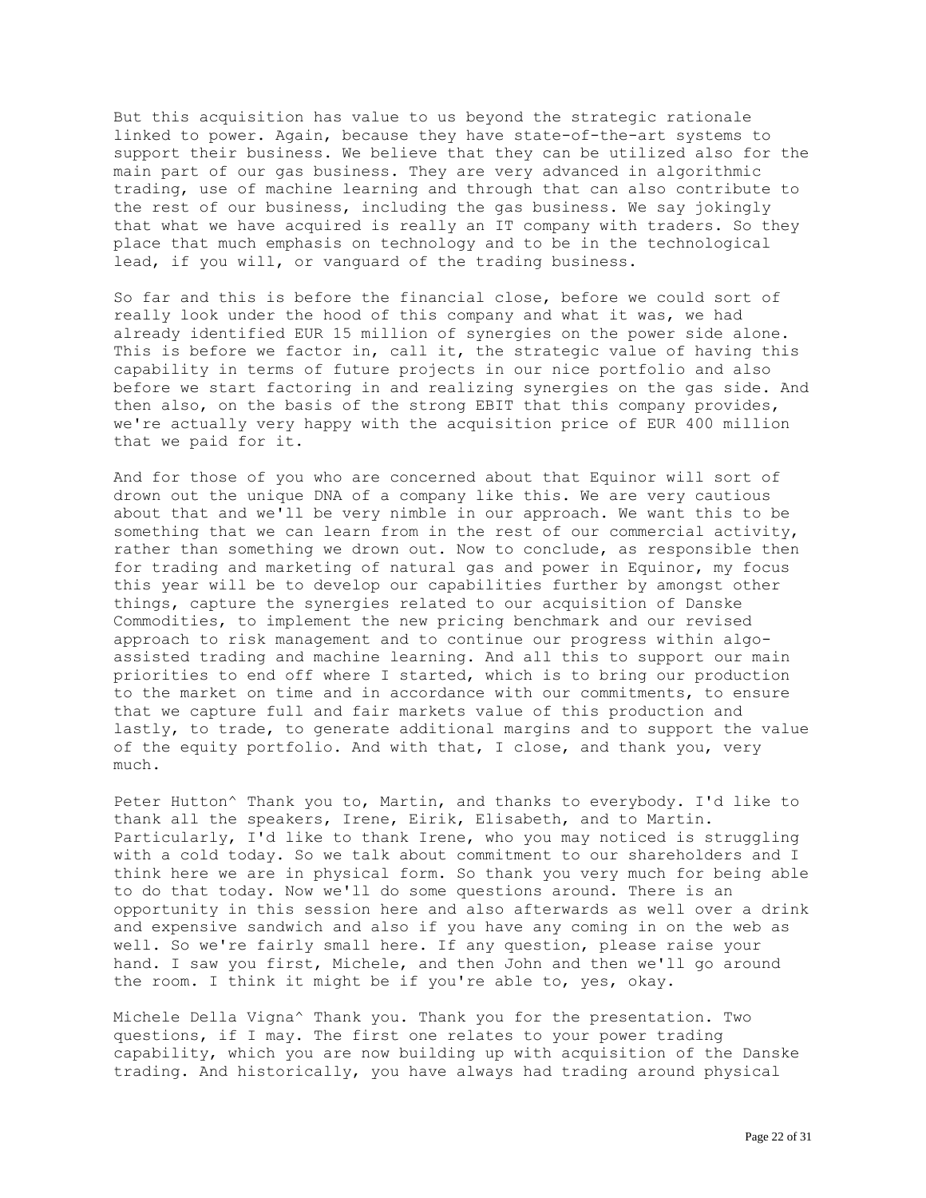But this acquisition has value to us beyond the strategic rationale linked to power. Again, because they have state-of-the-art systems to support their business. We believe that they can be utilized also for the main part of our gas business. They are very advanced in algorithmic trading, use of machine learning and through that can also contribute to the rest of our business, including the gas business. We say jokingly that what we have acquired is really an IT company with traders. So they place that much emphasis on technology and to be in the technological lead, if you will, or vanguard of the trading business.

So far and this is before the financial close, before we could sort of really look under the hood of this company and what it was, we had already identified EUR 15 million of synergies on the power side alone. This is before we factor in, call it, the strategic value of having this capability in terms of future projects in our nice portfolio and also before we start factoring in and realizing synergies on the gas side. And then also, on the basis of the strong EBIT that this company provides, we're actually very happy with the acquisition price of EUR 400 million that we paid for it.

And for those of you who are concerned about that Equinor will sort of drown out the unique DNA of a company like this. We are very cautious about that and we'll be very nimble in our approach. We want this to be something that we can learn from in the rest of our commercial activity, rather than something we drown out. Now to conclude, as responsible then for trading and marketing of natural gas and power in Equinor, my focus this year will be to develop our capabilities further by amongst other things, capture the synergies related to our acquisition of Danske Commodities, to implement the new pricing benchmark and our revised approach to risk management and to continue our progress within algo-assisted trading and machine learning. And all this to support our main priorities to end off where I started, which is to bring our production to the market on time and in accordance with our commitments, to ensure that we capture full and fair markets value of this production and lastly, to trade, to generate additional margins and to support the value of the equity portfolio. And with that, I close, and thank you, very much.

Peter Hutton^ Thank you to, Martin, and thanks to everybody. I'd like to thank all the speakers, Irene, Eirik, Elisabeth, and to Martin. Particularly, I'd like to thank Irene, who you may noticed is struggling with a cold today. So we talk about commitment to our shareholders and I think here we are in physical form. So thank you very much for being able to do that today. Now we'll do some questions around. There is an opportunity in this session here and also afterwards as well over a drink and expensive sandwich and also if you have any coming in on the web as well. So we're fairly small here. If any question, please raise your hand. I saw you first, Michele, and then John and then we'll go around the room. I think it might be if you're able to, yes, okay.

Michele Della Vigna^ Thank you. Thank you for the presentation. Two questions, if I may. The first one relates to your power trading capability, which you are now building up with acquisition of the Danske trading. And historically, you have always had trading around physical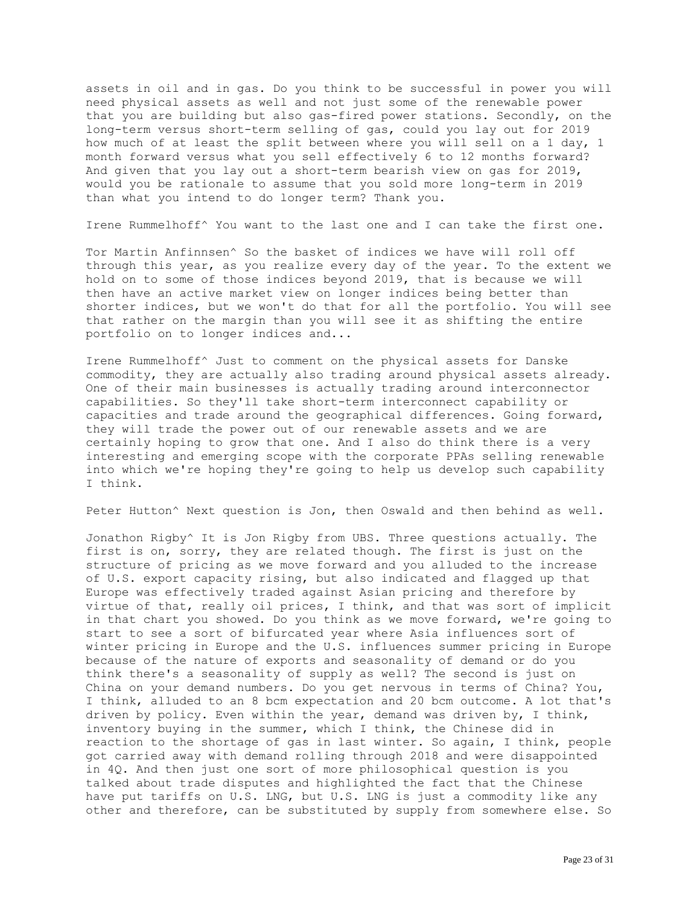assets in oil and in gas. Do you think to be successful in power you will need physical assets as well and not just some of the renewable power that you are building but also gas-fired power stations. Secondly, on the long-term versus short-term selling of gas, could you lay out for 2019 how much of at least the split between where you will sell on a 1 day, 1 month forward versus what you sell effectively 6 to 12 months forward? And given that you lay out a short-term bearish view on gas for 2019, would you be rationale to assume that you sold more long-term in 2019 than what you intend to do longer term? Thank you.

Irene Rummelhoff^ You want to the last one and I can take the first one.

Tor Martin Anfinnsen^ So the basket of indices we have will roll off through this year, as you realize every day of the year. To the extent we hold on to some of those indices beyond 2019, that is because we will then have an active market view on longer indices being better than shorter indices, but we won't do that for all the portfolio. You will see that rather on the margin than you will see it as shifting the entire portfolio on to longer indices and...

Irene Rummelhoff^ Just to comment on the physical assets for Danske commodity, they are actually also trading around physical assets already. One of their main businesses is actually trading around interconnector capabilities. So they'll take short-term interconnect capability or capacities and trade around the geographical differences. Going forward, they will trade the power out of our renewable assets and we are certainly hoping to grow that one. And I also do think there is a very interesting and emerging scope with the corporate PPAs selling renewable into which we're hoping they're going to help us develop such capability I think.

Peter Hutton^ Next question is Jon, then Oswald and then behind as well.

Jonathon Rigby^ It is Jon Rigby from UBS. Three questions actually. The first is on, sorry, they are related though. The first is just on the structure of pricing as we move forward and you alluded to the increase of U.S. export capacity rising, but also indicated and flagged up that Europe was effectively traded against Asian pricing and therefore by virtue of that, really oil prices, I think, and that was sort of implicit in that chart you showed. Do you think as we move forward, we're going to start to see a sort of bifurcated year where Asia influences sort of winter pricing in Europe and the U.S. influences summer pricing in Europe because of the nature of exports and seasonality of demand or do you think there's a seasonality of supply as well? The second is just on China on your demand numbers. Do you get nervous in terms of China? You, I think, alluded to an 8 bcm expectation and 20 bcm outcome. A lot that's driven by policy. Even within the year, demand was driven by, I think, inventory buying in the summer, which I think, the Chinese did in reaction to the shortage of gas in last winter. So again, I think, people got carried away with demand rolling through 2018 and were disappointed in 4Q. And then just one sort of more philosophical question is you talked about trade disputes and highlighted the fact that the Chinese have put tariffs on U.S. LNG, but U.S. LNG is just a commodity like any other and therefore, can be substituted by supply from somewhere else. So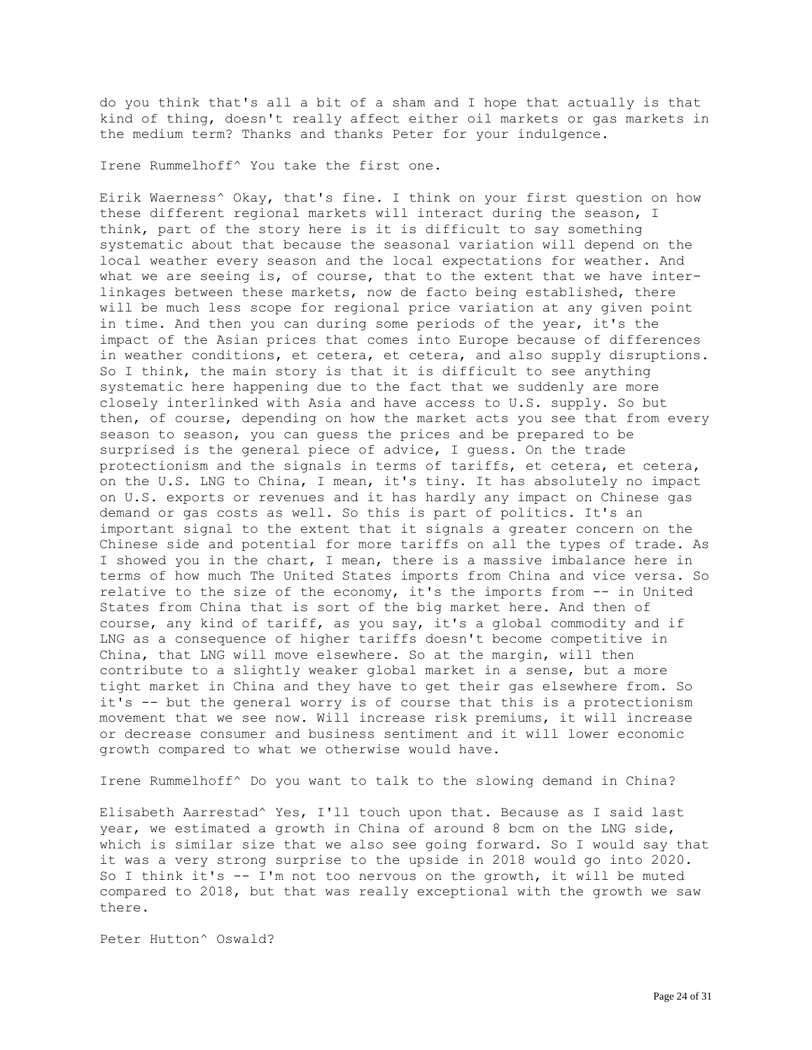do you think that's all a bit of a sham and I hope that actually is that kind of thing, doesn't really affect either oil markets or gas markets in the medium term? Thanks and thanks Peter for your indulgence.

Irene Rummelhoff^ You take the first one.

Eirik Waerness^ Okay, that's fine. I think on your first question on how these different regional markets will interact during the season, I think, part of the story here is it is difficult to say something systematic about that because the seasonal variation will depend on the local weather every season and the local expectations for weather. And what we are seeing is, of course, that to the extent that we have inter-linkages between these markets, now de facto being established, there will be much less scope for regional price variation at any given point in time. And then you can during some periods of the year, it's the impact of the Asian prices that comes into Europe because of differences in weather conditions, et cetera, et cetera, and also supply disruptions. So I think, the main story is that it is difficult to see anything systematic here happening due to the fact that we suddenly are more closely interlinked with Asia and have access to U.S. supply. So but then, of course, depending on how the market acts you see that from every season to season, you can guess the prices and be prepared to be surprised is the general piece of advice, I guess. On the trade protectionism and the signals in terms of tariffs, et cetera, et cetera, on the U.S. LNG to China, I mean, it's tiny. It has absolutely no impact on U.S. exports or revenues and it has hardly any impact on Chinese gas demand or gas costs as well. So this is part of politics. It's an important signal to the extent that it signals a greater concern on the Chinese side and potential for more tariffs on all the types of trade. As I showed you in the chart, I mean, there is a massive imbalance here in terms of how much The United States imports from China and vice versa. So relative to the size of the economy, it's the imports from -- in United States from China that is sort of the big market here. And then of course, any kind of tariff, as you say, it's a global commodity and if LNG as a consequence of higher tariffs doesn't become competitive in China, that LNG will move elsewhere. So at the margin, will then contribute to a slightly weaker global market in a sense, but a more tight market in China and they have to get their gas elsewhere from. So it's -- but the general worry is of course that this is a protectionism movement that we see now. Will increase risk premiums, it will increase or decrease consumer and business sentiment and it will lower economic growth compared to what we otherwise would have.

Irene Rummelhoff^ Do you want to talk to the slowing demand in China?

Elisabeth Aarrestad^ Yes, I'll touch upon that. Because as I said last year, we estimated a growth in China of around 8 bcm on the LNG side, which is similar size that we also see going forward. So I would say that it was a very strong surprise to the upside in 2018 would go into 2020. So I think it's -- I'm not too nervous on the growth, it will be muted compared to 2018, but that was really exceptional with the growth we saw there.

Peter Hutton^ Oswald?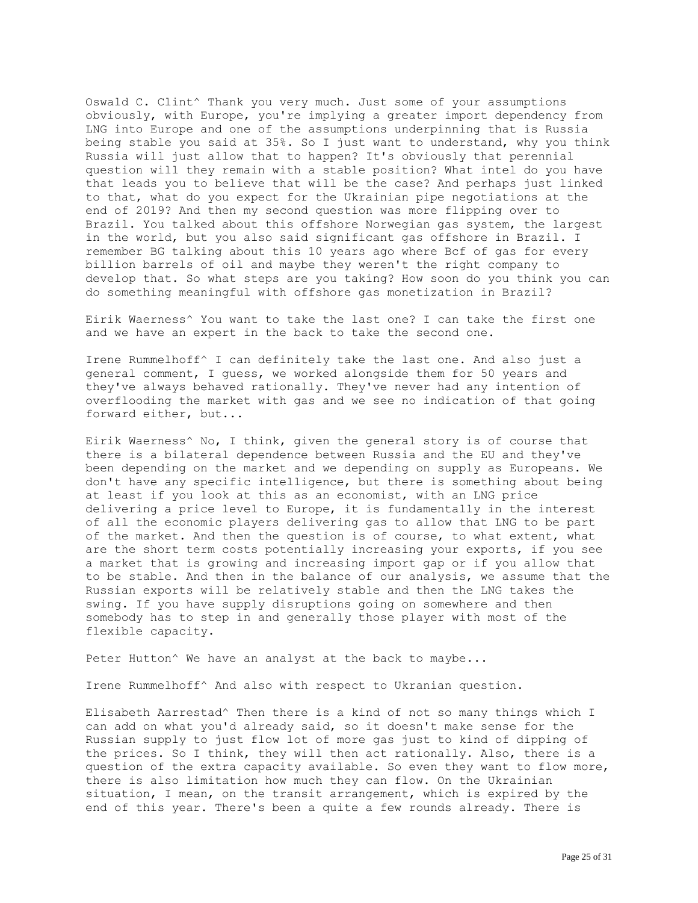Oswald C. Clint^ Thank you very much. Just some of your assumptions obviously, with Europe, you're implying a greater import dependency from LNG into Europe and one of the assumptions underpinning that is Russia being stable you said at 35%. So I just want to understand, why you think Russia will just allow that to happen? It's obviously that perennial question will they remain with a stable position? What intel do you have that leads you to believe that will be the case? And perhaps just linked to that, what do you expect for the Ukrainian pipe negotiations at the end of 2019? And then my second question was more flipping over to Brazil. You talked about this offshore Norwegian gas system, the largest in the world, but you also said significant gas offshore in Brazil. I remember BG talking about this 10 years ago where Bcf of gas for every billion barrels of oil and maybe they weren't the right company to develop that. So what steps are you taking? How soon do you think you can do something meaningful with offshore gas monetization in Brazil?

Eirik Waerness^ You want to take the last one? I can take the first one and we have an expert in the back to take the second one.

Irene Rummelhoff^ I can definitely take the last one. And also just a general comment, I guess, we worked alongside them for 50 years and they've always behaved rationally. They've never had any intention of overflooding the market with gas and we see no indication of that going forward either, but...

Eirik Waerness^ No, I think, given the general story is of course that there is a bilateral dependence between Russia and the EU and they've been depending on the market and we depending on supply as Europeans. We don't have any specific intelligence, but there is something about being at least if you look at this as an economist, with an LNG price delivering a price level to Europe, it is fundamentally in the interest of all the economic players delivering gas to allow that LNG to be part of the market. And then the question is of course, to what extent, what are the short term costs potentially increasing your exports, if you see a market that is growing and increasing import gap or if you allow that to be stable. And then in the balance of our analysis, we assume that the Russian exports will be relatively stable and then the LNG takes the swing. If you have supply disruptions going on somewhere and then somebody has to step in and generally those player with most of the flexible capacity.

Peter Hutton^ We have an analyst at the back to maybe...

Irene Rummelhoff^ And also with respect to Ukranian question.

Elisabeth Aarrestad^ Then there is a kind of not so many things which I can add on what you'd already said, so it doesn't make sense for the Russian supply to just flow lot of more gas just to kind of dipping of the prices. So I think, they will then act rationally. Also, there is a question of the extra capacity available. So even they want to flow more, there is also limitation how much they can flow. On the Ukrainian situation, I mean, on the transit arrangement, which is expired by the end of this year. There's been a quite a few rounds already. There is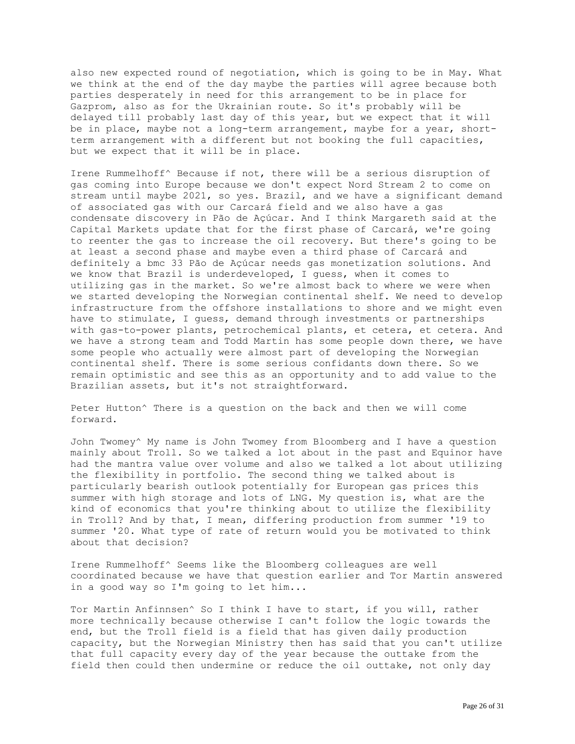also new expected round of negotiation, which is going to be in May. What we think at the end of the day maybe the parties will agree because both parties desperately in need for this arrangement to be in place for Gazprom, also as for the Ukrainian route. So it's probably will be delayed till probably last day of this year, but we expect that it will be in place, maybe not a long-term arrangement, maybe for a year, short-term arrangement with a different but not booking the full capacities, but we expect that it will be in place.

Irene Rummelhoff^ Because if not, there will be a serious disruption of gas coming into Europe because we don't expect Nord Stream 2 to come on stream until maybe 2021, so yes. Brazil, and we have a significant demand of associated gas with our Carcará field and we also have a gas condensate discovery in Pão de Açúcar. And I think Margareth said at the Capital Markets update that for the first phase of Carcará, we're going to reenter the gas to increase the oil recovery. But there's going to be at least a second phase and maybe even a third phase of Carcará and definitely a bmc 33 Pão de Açúcar needs gas monetization solutions. And we know that Brazil is underdeveloped, I guess, when it comes to utilizing gas in the market. So we're almost back to where we were when we started developing the Norwegian continental shelf. We need to develop infrastructure from the offshore installations to shore and we might even have to stimulate, I guess, demand through investments or partnerships with gas-to-power plants, petrochemical plants, et cetera, et cetera. And we have a strong team and Todd Martin has some people down there, we have some people who actually were almost part of developing the Norwegian continental shelf. There is some serious confidants down there. So we remain optimistic and see this as an opportunity and to add value to the Brazilian assets, but it's not straightforward.

Peter Hutton^ There is a question on the back and then we will come forward.

John Twomey^ My name is John Twomey from Bloomberg and I have a question mainly about Troll. So we talked a lot about in the past and Equinor have had the mantra value over volume and also we talked a lot about utilizing the flexibility in portfolio. The second thing we talked about is particularly bearish outlook potentially for European gas prices this summer with high storage and lots of LNG. My question is, what are the kind of economics that you're thinking about to utilize the flexibility in Troll? And by that, I mean, differing production from summer '19 to summer '20. What type of rate of return would you be motivated to think about that decision?

Irene Rummelhoff^ Seems like the Bloomberg colleagues are well coordinated because we have that question earlier and Tor Martin answered in a good way so I'm going to let him...

Tor Martin Anfinnsen^ So I think I have to start, if you will, rather more technically because otherwise I can't follow the logic towards the end, but the Troll field is a field that has given daily production capacity, but the Norwegian Ministry then has said that you can't utilize that full capacity every day of the year because the outtake from the field then could then undermine or reduce the oil outtake, not only day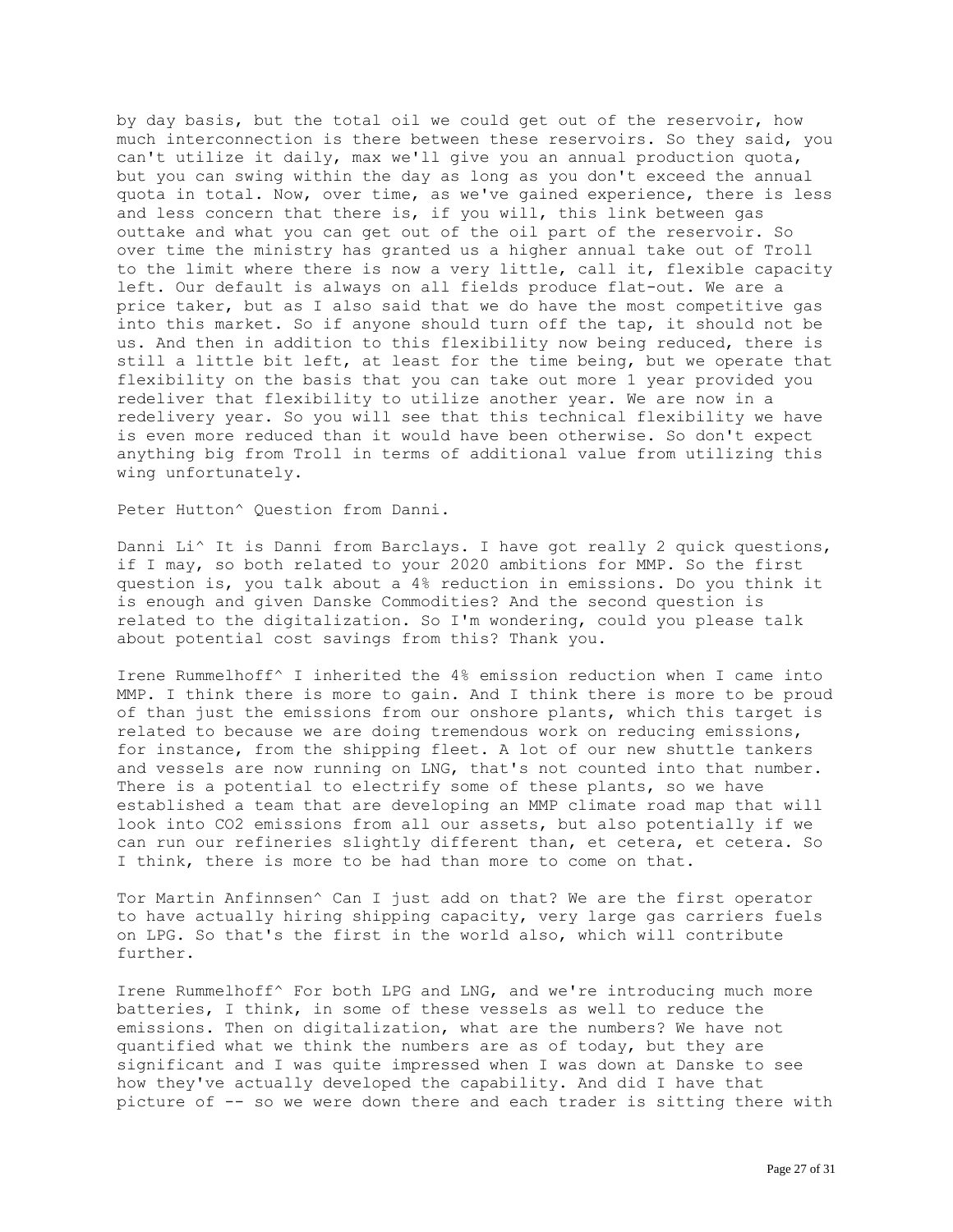by day basis, but the total oil we could get out of the reservoir, how much interconnection is there between these reservoirs. So they said, you can't utilize it daily, max we'll give you an annual production quota, but you can swing within the day as long as you don't exceed the annual quota in total. Now, over time, as we've gained experience, there is less and less concern that there is, if you will, this link between gas outtake and what you can get out of the oil part of the reservoir. So over time the ministry has granted us a higher annual take out of Troll to the limit where there is now a very little, call it, flexible capacity left. Our default is always on all fields produce flat-out. We are a price taker, but as I also said that we do have the most competitive gas into this market. So if anyone should turn off the tap, it should not be us. And then in addition to this flexibility now being reduced, there is still a little bit left, at least for the time being, but we operate that flexibility on the basis that you can take out more 1 year provided you redeliver that flexibility to utilize another year. We are now in a redelivery year. So you will see that this technical flexibility we have is even more reduced than it would have been otherwise. So don't expect anything big from Troll in terms of additional value from utilizing this wing unfortunately.

Peter Hutton^ Question from Danni.

Danni Li^ It is Danni from Barclays. I have got really 2 quick questions, if I may, so both related to your 2020 ambitions for MMP. So the first question is, you talk about a 4% reduction in emissions. Do you think it is enough and given Danske Commodities? And the second question is related to the digitalization. So I'm wondering, could you please talk about potential cost savings from this? Thank you.

Irene Rummelhoff^ I inherited the 4% emission reduction when I came into MMP. I think there is more to gain. And I think there is more to be proud of than just the emissions from our onshore plants, which this target is related to because we are doing tremendous work on reducing emissions, for instance, from the shipping fleet. A lot of our new shuttle tankers and vessels are now running on LNG, that's not counted into that number. There is a potential to electrify some of these plants, so we have established a team that are developing an MMP climate road map that will look into CO2 emissions from all our assets, but also potentially if we can run our refineries slightly different than, et cetera, et cetera. So I think, there is more to be had than more to come on that.

Tor Martin Anfinnsen^ Can I just add on that? We are the first operator to have actually hiring shipping capacity, very large gas carriers fuels on LPG. So that's the first in the world also, which will contribute further.

Irene Rummelhoff^ For both LPG and LNG, and we're introducing much more batteries, I think, in some of these vessels as well to reduce the emissions. Then on digitalization, what are the numbers? We have not quantified what we think the numbers are as of today, but they are significant and I was quite impressed when I was down at Danske to see how they've actually developed the capability. And did I have that picture of -- so we were down there and each trader is sitting there with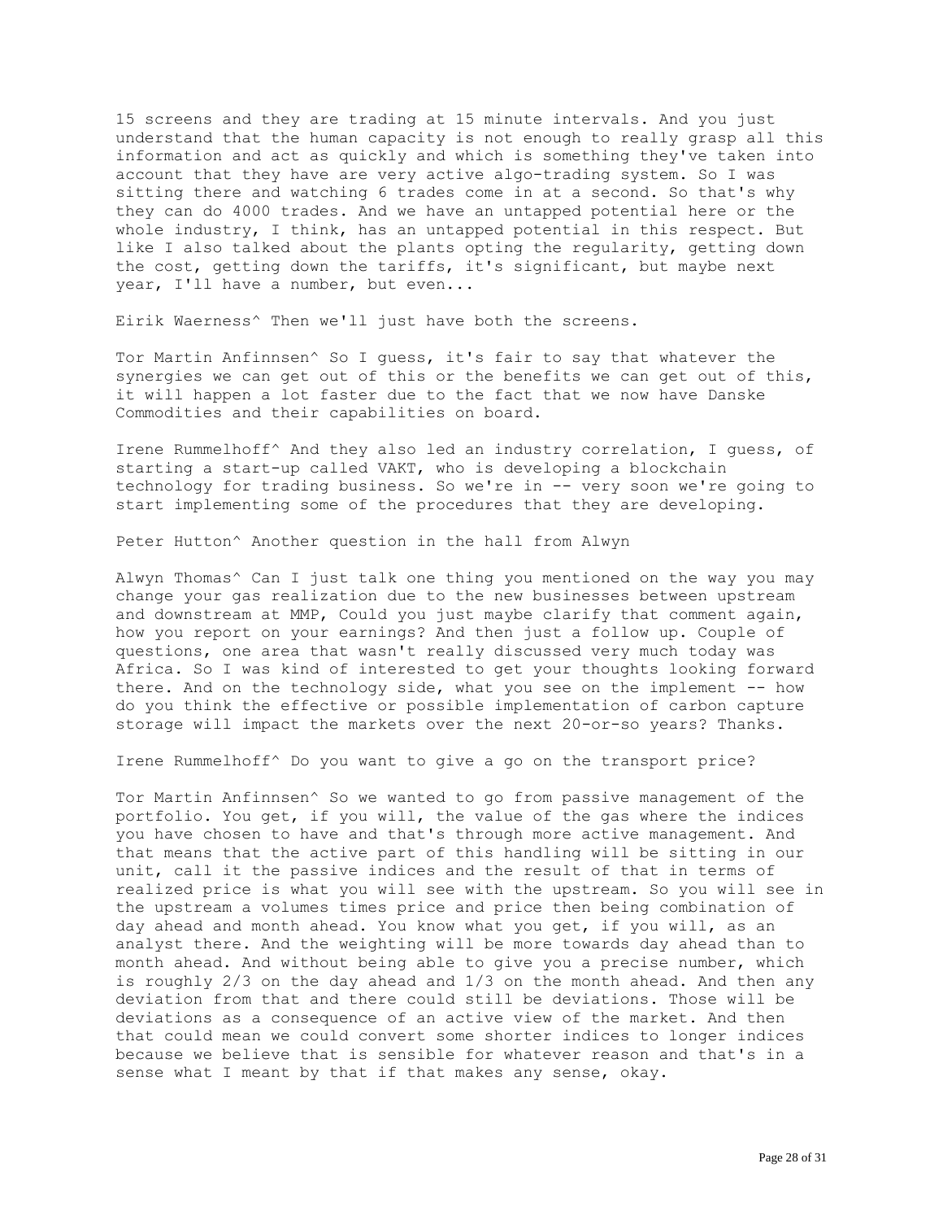15 screens and they are trading at 15 minute intervals. And you just understand that the human capacity is not enough to really grasp all this information and act as quickly and which is something they've taken into account that they have are very active algo-trading system. So I was sitting there and watching 6 trades come in at a second. So that's why they can do 4000 trades. And we have an untapped potential here or the whole industry, I think, has an untapped potential in this respect. But like I also talked about the plants opting the regularity, getting down the cost, getting down the tariffs, it's significant, but maybe next year, I'll have a number, but even...

Eirik Waerness^ Then we'll just have both the screens.

Tor Martin Anfinnsen^ So I guess, it's fair to say that whatever the synergies we can get out of this or the benefits we can get out of this, it will happen a lot faster due to the fact that we now have Danske Commodities and their capabilities on board.

Irene Rummelhoff^ And they also led an industry correlation, I guess, of starting a start-up called VAKT, who is developing a blockchain technology for trading business. So we're in -- very soon we're going to start implementing some of the procedures that they are developing.

Peter Hutton^ Another question in the hall from Alwyn

Alwyn Thomas^ Can I just talk one thing you mentioned on the way you may change your gas realization due to the new businesses between upstream and downstream at MMP, Could you just maybe clarify that comment again, how you report on your earnings? And then just a follow up. Couple of questions, one area that wasn't really discussed very much today was Africa. So I was kind of interested to get your thoughts looking forward there. And on the technology side, what you see on the implement -- how do you think the effective or possible implementation of carbon capture storage will impact the markets over the next 20-or-so years? Thanks.

Irene Rummelhoff^ Do you want to give a go on the transport price?

Tor Martin Anfinnsen^ So we wanted to go from passive management of the portfolio. You get, if you will, the value of the gas where the indices you have chosen to have and that's through more active management. And that means that the active part of this handling will be sitting in our unit, call it the passive indices and the result of that in terms of realized price is what you will see with the upstream. So you will see in the upstream a volumes times price and price then being combination of day ahead and month ahead. You know what you get, if you will, as an analyst there. And the weighting will be more towards day ahead than to month ahead. And without being able to give you a precise number, which is roughly 2/3 on the day ahead and 1/3 on the month ahead. And then any deviation from that and there could still be deviations. Those will be deviations as a consequence of an active view of the market. And then that could mean we could convert some shorter indices to longer indices because we believe that is sensible for whatever reason and that's in a sense what I meant by that if that makes any sense, okay.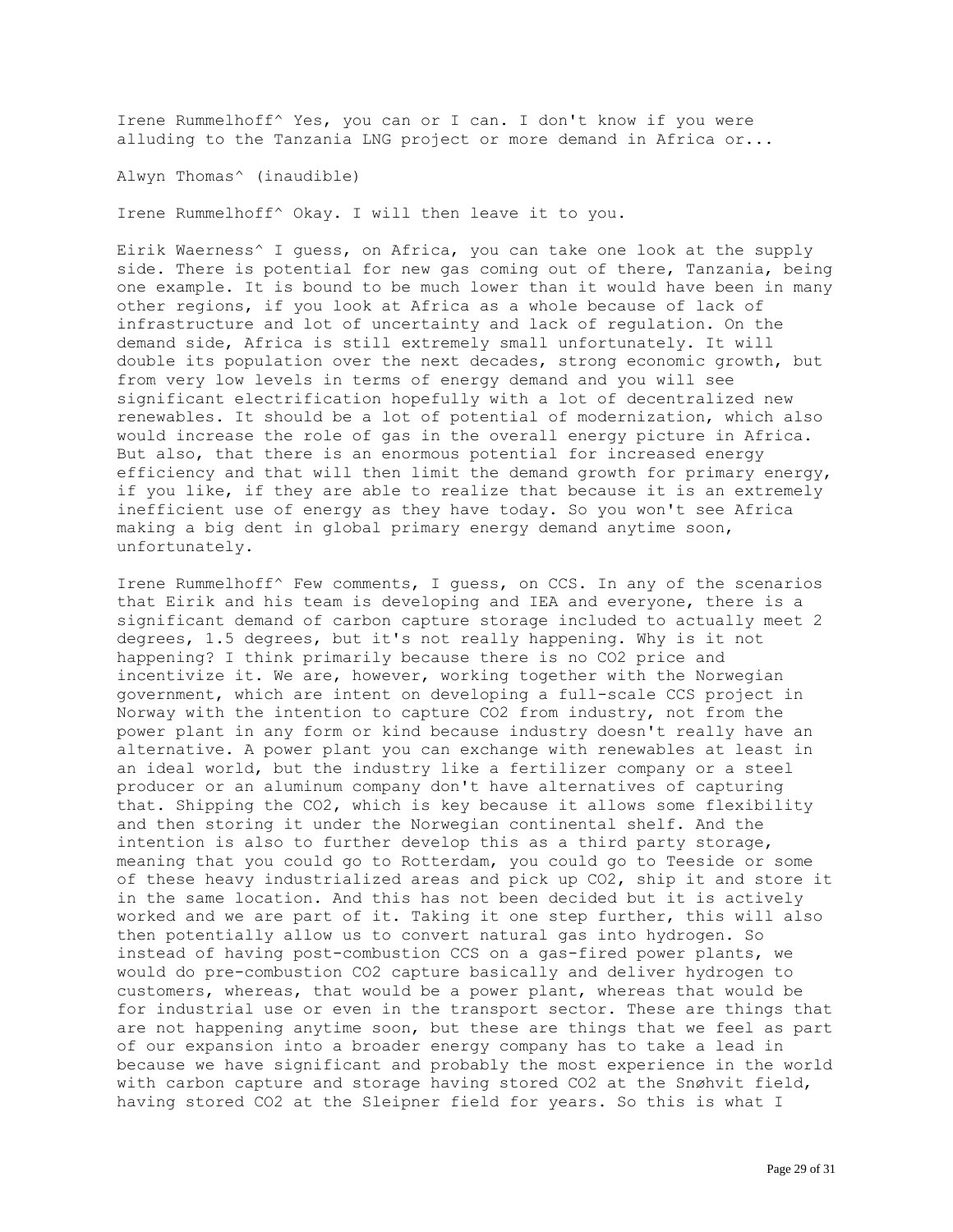Irene Rummelhoff^ Yes, you can or I can. I don't know if you were alluding to the Tanzania LNG project or more demand in Africa or...

Alwyn Thomas^ (inaudible)

Irene Rummelhoff^ Okay. I will then leave it to you.

Eirik Waerness^ I guess, on Africa, you can take one look at the supply side. There is potential for new gas coming out of there, Tanzania, being one example. It is bound to be much lower than it would have been in many other regions, if you look at Africa as a whole because of lack of infrastructure and lot of uncertainty and lack of regulation. On the demand side, Africa is still extremely small unfortunately. It will double its population over the next decades, strong economic growth, but from very low levels in terms of energy demand and you will see significant electrification hopefully with a lot of decentralized new renewables. It should be a lot of potential of modernization, which also would increase the role of gas in the overall energy picture in Africa. But also, that there is an enormous potential for increased energy efficiency and that will then limit the demand growth for primary energy, if you like, if they are able to realize that because it is an extremely inefficient use of energy as they have today. So you won't see Africa making a big dent in global primary energy demand anytime soon, unfortunately.

Irene Rummelhoff^ Few comments, I guess, on CCS. In any of the scenarios that Eirik and his team is developing and IEA and everyone, there is a significant demand of carbon capture storage included to actually meet 2 degrees, 1.5 degrees, but it's not really happening. Why is it not happening? I think primarily because there is no CO2 price and incentivize it. We are, however, working together with the Norwegian government, which are intent on developing a full-scale CCS project in Norway with the intention to capture CO2 from industry, not from the power plant in any form or kind because industry doesn't really have an alternative. A power plant you can exchange with renewables at least in an ideal world, but the industry like a fertilizer company or a steel producer or an aluminum company don't have alternatives of capturing that. Shipping the CO2, which is key because it allows some flexibility and then storing it under the Norwegian continental shelf. And the intention is also to further develop this as a third party storage, meaning that you could go to Rotterdam, you could go to Teeside or some of these heavy industrialized areas and pick up CO2, ship it and store it in the same location. And this has not been decided but it is actively worked and we are part of it. Taking it one step further, this will also then potentially allow us to convert natural gas into hydrogen. So instead of having post-combustion CCS on a gas-fired power plants, we would do pre-combustion CO2 capture basically and deliver hydrogen to customers, whereas, that would be a power plant, whereas that would be for industrial use or even in the transport sector. These are things that are not happening anytime soon, but these are things that we feel as part of our expansion into a broader energy company has to take a lead in because we have significant and probably the most experience in the world with carbon capture and storage having stored CO2 at the Snøhvit field, having stored CO2 at the Sleipner field for years. So this is what I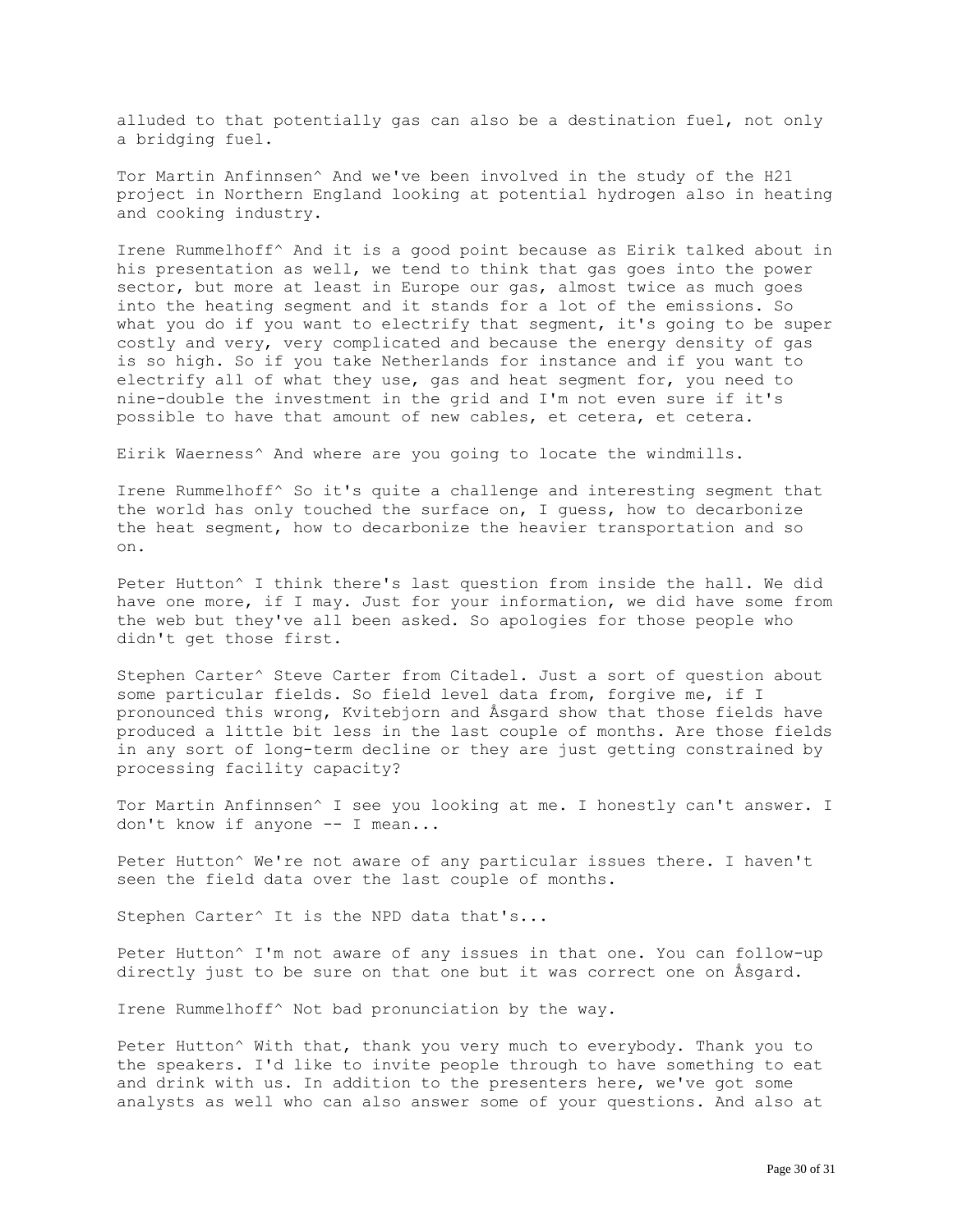alluded to that potentially gas can also be a destination fuel, not only a bridging fuel.

Tor Martin Anfinnsen^ And we've been involved in the study of the H21 project in Northern England looking at potential hydrogen also in heating and cooking industry.

Irene Rummelhoff^ And it is a good point because as Eirik talked about in his presentation as well, we tend to think that gas goes into the power sector, but more at least in Europe our gas, almost twice as much goes into the heating segment and it stands for a lot of the emissions. So what you do if you want to electrify that segment, it's going to be super costly and very, very complicated and because the energy density of gas is so high. So if you take Netherlands for instance and if you want to electrify all of what they use, gas and heat segment for, you need to nine-double the investment in the grid and I'm not even sure if it's possible to have that amount of new cables, et cetera, et cetera.

Eirik Waerness^ And where are you going to locate the windmills.

Irene Rummelhoff^ So it's quite a challenge and interesting segment that the world has only touched the surface on, I guess, how to decarbonize the heat segment, how to decarbonize the heavier transportation and so on.

Peter Hutton^ I think there's last question from inside the hall. We did have one more, if I may. Just for your information, we did have some from the web but they've all been asked. So apologies for those people who didn't get those first.

Stephen Carter^ Steve Carter from Citadel. Just a sort of question about some particular fields. So field level data from, forgive me, if I pronounced this wrong, Kvitebjorn and Åsgard show that those fields have produced a little bit less in the last couple of months. Are those fields in any sort of long-term decline or they are just getting constrained by processing facility capacity?

Tor Martin Anfinnsen^ I see you looking at me. I honestly can't answer. I don't know if anyone -- I mean...

Peter Hutton^ We're not aware of any particular issues there. I haven't seen the field data over the last couple of months.

Stephen Carter^ It is the NPD data that's...

Peter Hutton^ I'm not aware of any issues in that one. You can follow-up directly just to be sure on that one but it was correct one on Åsgard.

Irene Rummelhoff^ Not bad pronunciation by the way.

Peter Hutton^ With that, thank you very much to everybody. Thank you to the speakers. I'd like to invite people through to have something to eat and drink with us. In addition to the presenters here, we've got some analysts as well who can also answer some of your questions. And also at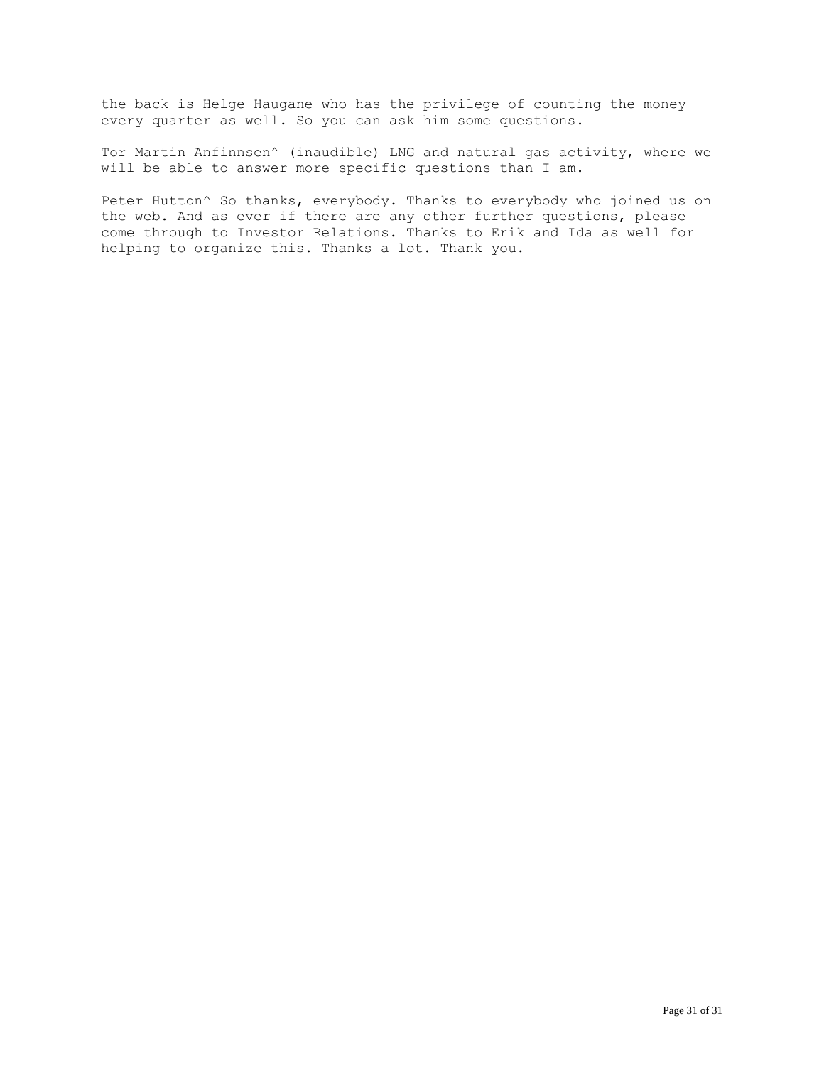the back is Helge Haugane who has the privilege of counting the money every quarter as well. So you can ask him some questions.

Tor Martin Anfinnsen^ (inaudible) LNG and natural gas activity, where we will be able to answer more specific questions than I am.

Peter Hutton^ So thanks, everybody. Thanks to everybody who joined us on the web. And as ever if there are any other further questions, please come through to Investor Relations. Thanks to Erik and Ida as well for helping to organize this. Thanks a lot. Thank you.